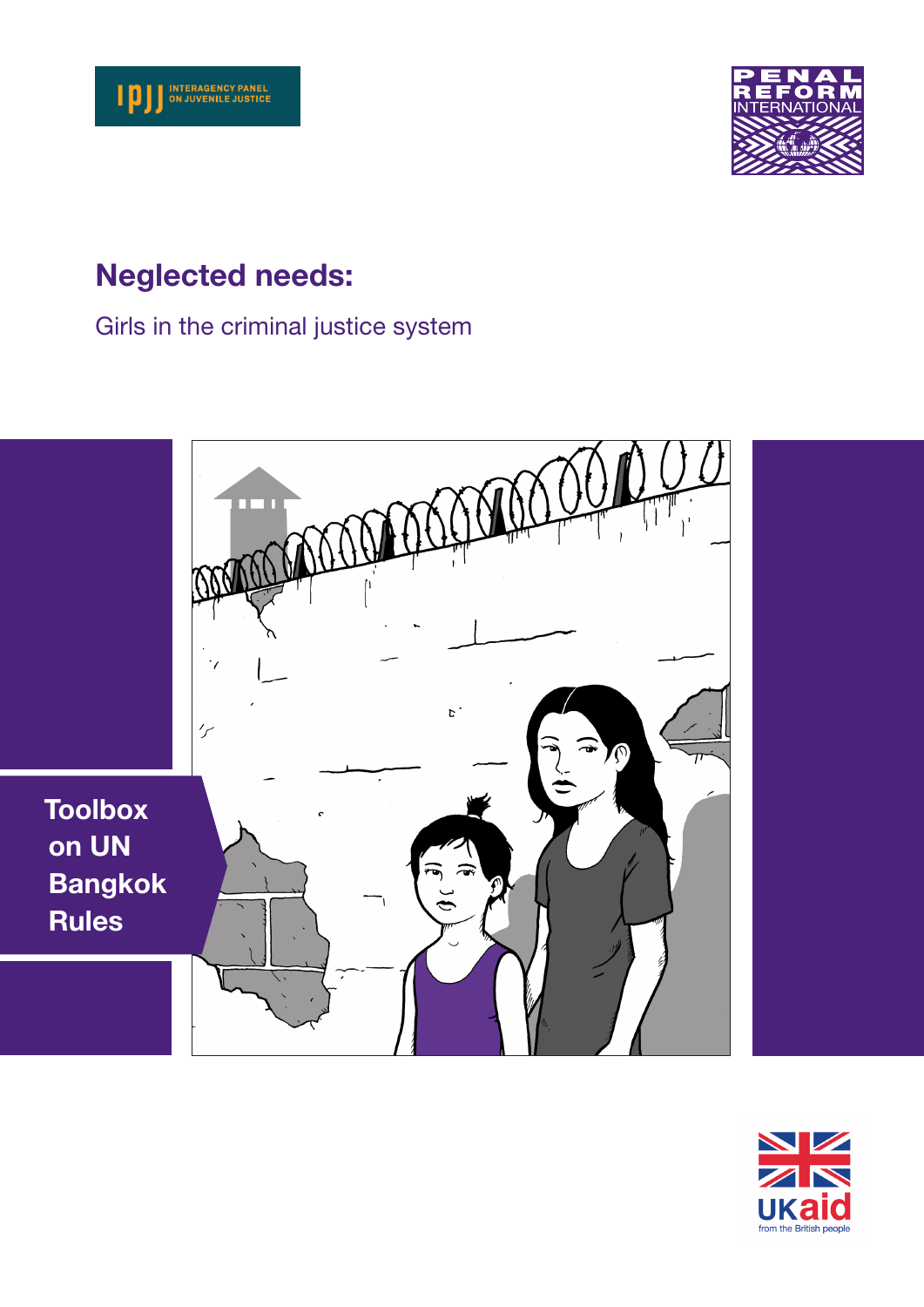INTERAGENCY PANEL ON JUVENILE JUSTICE

PENAL REFORM INTERNATIONAL

# Neglected needs:

## Girls in the criminal justice system

**Toolbox on UN Bangkok Rules**

UKaid from the British people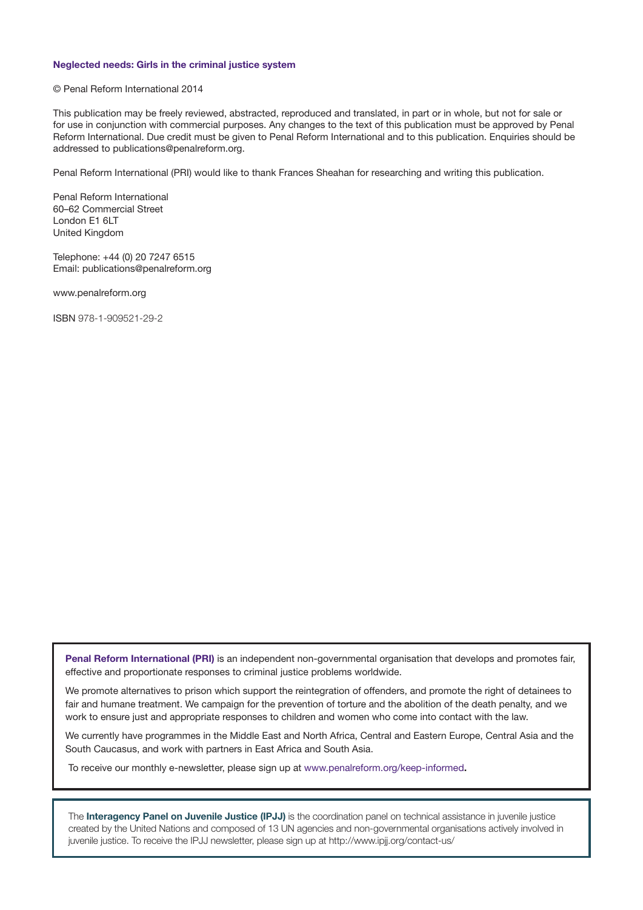**Neglected needs: Girls in the criminal justice system**

© Penal Reform International 2014

This publication may be freely reviewed, abstracted, reproduced and translated, in part or in whole, but not for sale or for use in conjunction with commercial purposes. Any changes to the text of this publication must be approved by Penal Reform International. Due credit must be given to Penal Reform International and to this publication. Enquiries should be addressed to publications@penalreform.org.

Penal Reform International (PRI) would like to thank Frances Sheahan for researching and writing this publication.

Penal Reform International
60–62 Commercial Street
London E1 6LT
United Kingdom

Telephone: +44 (0) 20 7247 6515
Email: publications@penalreform.org

www.penalreform.org

ISBN 978-1-909521-29-2

**Penal Reform International (PRI)** is an independent non-governmental organisation that develops and promotes fair, effective and proportionate responses to criminal justice problems worldwide.

We promote alternatives to prison which support the reintegration of offenders, and promote the right of detainees to fair and humane treatment. We campaign for the prevention of torture and the abolition of the death penalty, and we work to ensure just and appropriate responses to children and women who come into contact with the law.

We currently have programmes in the Middle East and North Africa, Central and Eastern Europe, Central Asia and the South Caucasus, and work with partners in East Africa and South Asia.

To receive our monthly e-newsletter, please sign up at www.penalreform.org/keep-informed.

The **Interagency Panel on Juvenile Justice (IPJJ)** is the coordination panel on technical assistance in juvenile justice created by the United Nations and composed of 13 UN agencies and non-governmental organisations actively involved in juvenile justice. To receive the IPJJ newsletter, please sign up at http://www.ipjj.org/contact-us/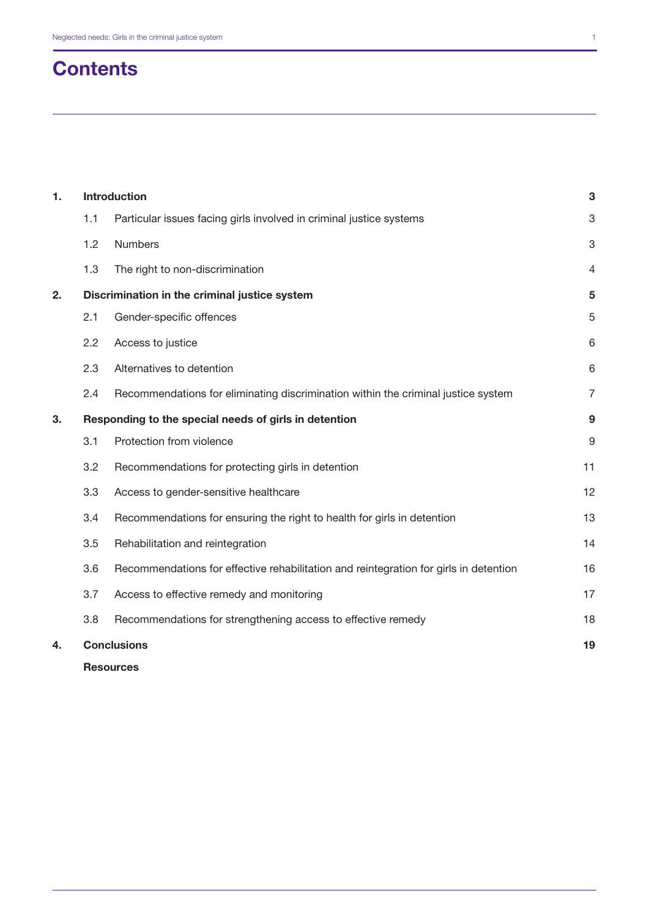# Contents

| | | | |
|---|---|---|---|
| **1.** | **Introduction** | | **3** |
| | 1.1 | Particular issues facing girls involved in criminal justice systems | 3 |
| | 1.2 | Numbers | 3 |
| | 1.3 | The right to non-discrimination | 4 |
| **2.** | **Discrimination in the criminal justice system** | | **5** |
| | 2.1 | Gender-specific offences | 5 |
| | 2.2 | Access to justice | 6 |
| | 2.3 | Alternatives to detention | 6 |
| | 2.4 | Recommendations for eliminating discrimination within the criminal justice system | 7 |
| **3.** | **Responding to the special needs of girls in detention** | | **9** |
| | 3.1 | Protection from violence | 9 |
| | 3.2 | Recommendations for protecting girls in detention | 11 |
| | 3.3 | Access to gender-sensitive healthcare | 12 |
| | 3.4 | Recommendations for ensuring the right to health for girls in detention | 13 |
| | 3.5 | Rehabilitation and reintegration | 14 |
| | 3.6 | Recommendations for effective rehabilitation and reintegration for girls in detention | 16 |
| | 3.7 | Access to effective remedy and monitoring | 17 |
| | 3.8 | Recommendations for strengthening access to effective remedy | 18 |
| **4.** | **Conclusions** | | **19** |
| | **Resources** | | |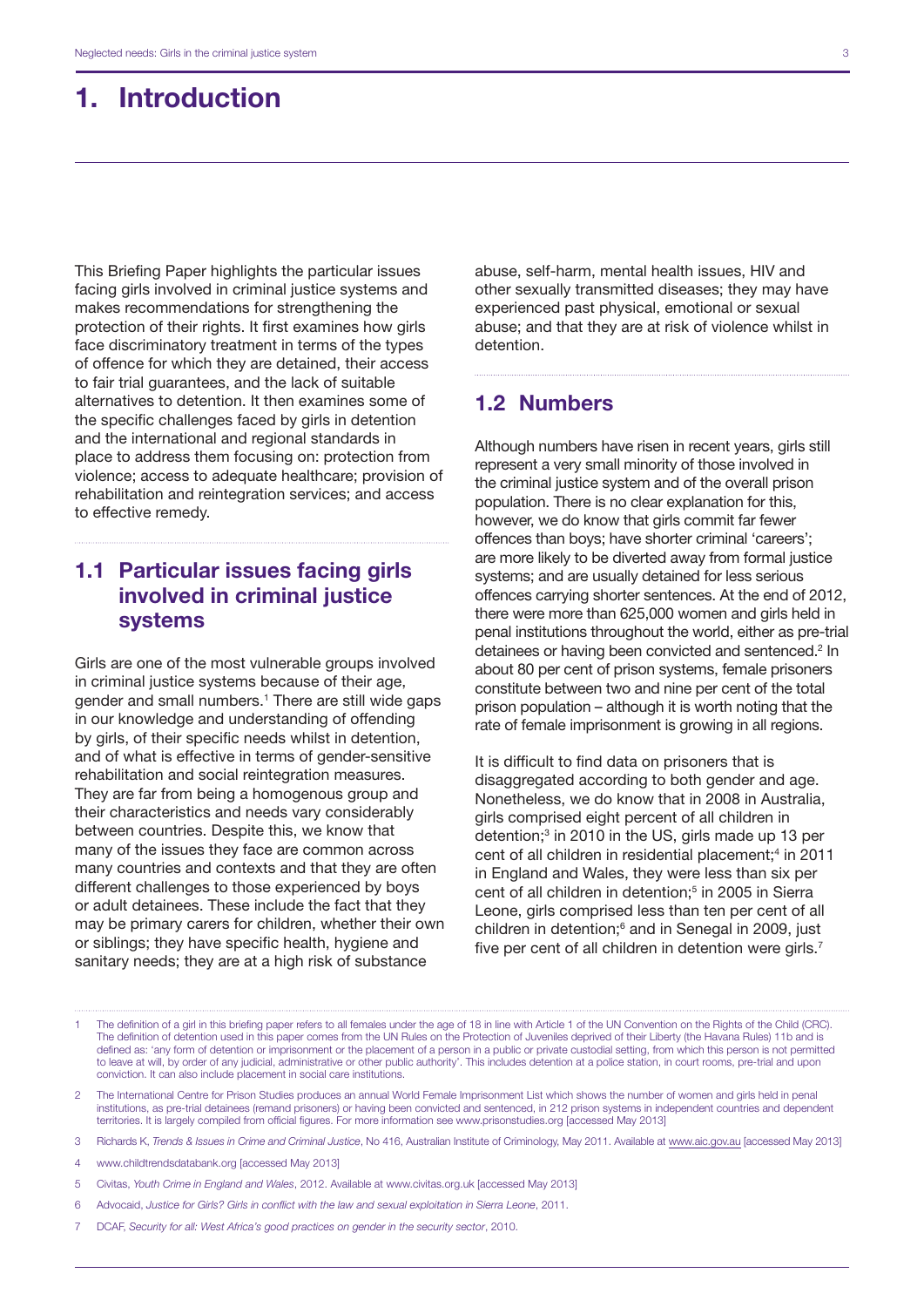# 1. Introduction

This Briefing Paper highlights the particular issues facing girls involved in criminal justice systems and makes recommendations for strengthening the protection of their rights. It first examines how girls face discriminatory treatment in terms of the types of offence for which they are detained, their access to fair trial guarantees, and the lack of suitable alternatives to detention. It then examines some of the specific challenges faced by girls in detention and the international and regional standards in place to address them focusing on: protection from violence; access to adequate healthcare; provision of rehabilitation and reintegration services; and access to effective remedy.

## 1.1 Particular issues facing girls involved in criminal justice systems

Girls are one of the most vulnerable groups involved in criminal justice systems because of their age, gender and small numbers.[1] There are still wide gaps in our knowledge and understanding of offending by girls, of their specific needs whilst in detention, and of what is effective in terms of gender-sensitive rehabilitation and social reintegration measures. They are far from being a homogenous group and their characteristics and needs vary considerably between countries. Despite this, we know that many of the issues they face are common across many countries and contexts and that they are often different challenges to those experienced by boys or adult detainees. These include the fact that they may be primary carers for children, whether their own or siblings; they have specific health, hygiene and sanitary needs; they are at a high risk of substance abuse, self-harm, mental health issues, HIV and other sexually transmitted diseases; they may have experienced past physical, emotional or sexual abuse; and that they are at risk of violence whilst in detention.

## 1.2 Numbers

Although numbers have risen in recent years, girls still represent a very small minority of those involved in the criminal justice system and of the overall prison population. There is no clear explanation for this, however, we do know that girls commit far fewer offences than boys; have shorter criminal 'careers'; are more likely to be diverted away from formal justice systems; and are usually detained for less serious offences carrying shorter sentences. At the end of 2012, there were more than 625,000 women and girls held in penal institutions throughout the world, either as pre-trial detainees or having been convicted and sentenced.[2] In about 80 per cent of prison systems, female prisoners constitute between two and nine per cent of the total prison population – although it is worth noting that the rate of female imprisonment is growing in all regions.

It is difficult to find data on prisoners that is disaggregated according to both gender and age. Nonetheless, we do know that in 2008 in Australia, girls comprised eight percent of all children in detention;[3] in 2010 in the US, girls made up 13 per cent of all children in residential placement;[4] in 2011 in England and Wales, they were less than six per cent of all children in detention;[5] in 2005 in Sierra Leone, girls comprised less than ten per cent of all children in detention;[6] and in Senegal in 2009, just five per cent of all children in detention were girls.[7]

---

1 The definition of a girl in this briefing paper refers to all females under the age of 18 in line with Article 1 of the UN Convention on the Rights of the Child (CRC). The definition of detention used in this paper comes from the UN Rules on the Protection of Juveniles deprived of their Liberty (the Havana Rules) 11b and is defined as: 'any form of detention or imprisonment or the placement of a person in a public or private custodial setting, from which this person is not permitted to leave at will, by order of any judicial, administrative or other public authority'. This includes detention at a police station, in court rooms, pre-trial and upon conviction. It can also include placement in social care institutions.

2 The International Centre for Prison Studies produces an annual World Female Imprisonment List which shows the number of women and girls held in penal institutions, as pre-trial detainees (remand prisoners) or having been convicted and sentenced, in 212 prison systems in independent countries and dependent territories. It is largely compiled from official figures. For more information see www.prisonstudies.org [accessed May 2013]

3 Richards K, *Trends & Issues in Crime and Criminal Justice*, No 416, Australian Institute of Criminology, May 2011. Available at www.aic.gov.au [accessed May 2013]

4 www.childtrendsdatabank.org [accessed May 2013]

5 Civitas, *Youth Crime in England and Wales*, 2012. Available at www.civitas.org.uk [accessed May 2013]

6 Advocaid, *Justice for Girls? Girls in conflict with the law and sexual exploitation in Sierra Leone*, 2011.

7 DCAF, *Security for all: West Africa's good practices on gender in the security sector*, 2010.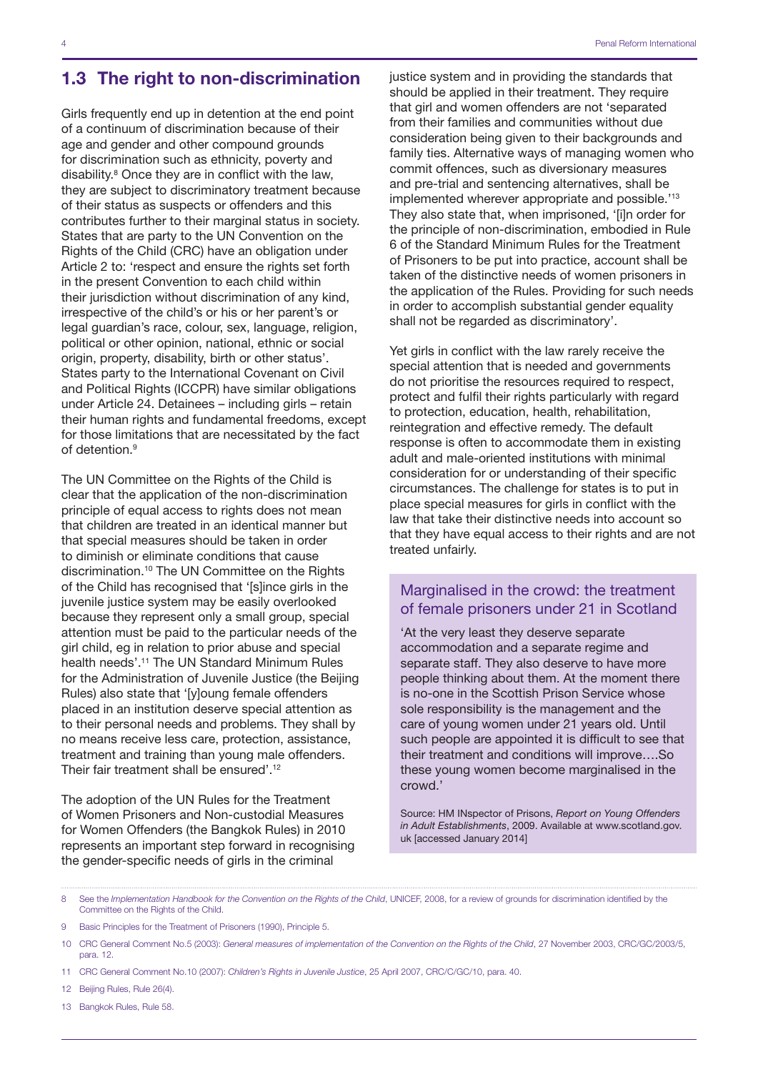## 1.3 The right to non-discrimination

Girls frequently end up in detention at the end point of a continuum of discrimination because of their age and gender and other compound grounds for discrimination such as ethnicity, poverty and disability.[8] Once they are in conflict with the law, they are subject to discriminatory treatment because of their status as suspects or offenders and this contributes further to their marginal status in society. States that are party to the UN Convention on the Rights of the Child (CRC) have an obligation under Article 2 to: 'respect and ensure the rights set forth in the present Convention to each child within their jurisdiction without discrimination of any kind, irrespective of the child's or his or her parent's or legal guardian's race, colour, sex, language, religion, political or other opinion, national, ethnic or social origin, property, disability, birth or other status'. States party to the International Covenant on Civil and Political Rights (ICCPR) have similar obligations under Article 24. Detainees – including girls – retain their human rights and fundamental freedoms, except for those limitations that are necessitated by the fact of detention.[9]

The UN Committee on the Rights of the Child is clear that the application of the non-discrimination principle of equal access to rights does not mean that children are treated in an identical manner but that special measures should be taken in order to diminish or eliminate conditions that cause discrimination.[10] The UN Committee on the Rights of the Child has recognised that '[s]ince girls in the juvenile justice system may be easily overlooked because they represent only a small group, special attention must be paid to the particular needs of the girl child, eg in relation to prior abuse and special health needs'.[11] The UN Standard Minimum Rules for the Administration of Juvenile Justice (the Beijing Rules) also state that '[y]oung female offenders placed in an institution deserve special attention as to their personal needs and problems. They shall by no means receive less care, protection, assistance, treatment and training than young male offenders. Their fair treatment shall be ensured'.[12]

The adoption of the UN Rules for the Treatment of Women Prisoners and Non-custodial Measures for Women Offenders (the Bangkok Rules) in 2010 represents an important step forward in recognising the gender-specific needs of girls in the criminal justice system and in providing the standards that should be applied in their treatment. They require that girl and women offenders are not 'separated from their families and communities without due consideration being given to their backgrounds and family ties. Alternative ways of managing women who commit offences, such as diversionary measures and pre-trial and sentencing alternatives, shall be implemented wherever appropriate and possible.'[13] They also state that, when imprisoned, '[i]n order for the principle of non-discrimination, embodied in Rule 6 of the Standard Minimum Rules for the Treatment of Prisoners to be put into practice, account shall be taken of the distinctive needs of women prisoners in the application of the Rules. Providing for such needs in order to accomplish substantial gender equality shall not be regarded as discriminatory'.

Yet girls in conflict with the law rarely receive the special attention that is needed and governments do not prioritise the resources required to respect, protect and fulfil their rights particularly with regard to protection, education, health, rehabilitation, reintegration and effective remedy. The default response is often to accommodate them in existing adult and male-oriented institutions with minimal consideration for or understanding of their specific circumstances. The challenge for states is to put in place special measures for girls in conflict with the law that take their distinctive needs into account so that they have equal access to their rights and are not treated unfairly.

### Marginalised in the crowd: the treatment of female prisoners under 21 in Scotland

'At the very least they deserve separate accommodation and a separate regime and separate staff. They also deserve to have more people thinking about them. At the moment there is no-one in the Scottish Prison Service whose sole responsibility is the management and the care of young women under 21 years old. Until such people are appointed it is difficult to see that their treatment and conditions will improve….So these young women become marginalised in the crowd.'

Source: HM INspector of Prisons, *Report on Young Offenders in Adult Establishments*, 2009. Available at www.scotland.gov.uk [accessed January 2014]

---

8 See the *Implementation Handbook for the Convention on the Rights of the Child*, UNICEF, 2008, for a review of grounds for discrimination identified by the Committee on the Rights of the Child.

9 Basic Principles for the Treatment of Prisoners (1990), Principle 5.

10 CRC General Comment No.5 (2003): *General measures of implementation of the Convention on the Rights of the Child*, 27 November 2003, CRC/GC/2003/5, para. 12.

11 CRC General Comment No.10 (2007): *Children's Rights in Juvenile Justice*, 25 April 2007, CRC/C/GC/10, para. 40.

12 Beijing Rules, Rule 26(4).

13 Bangkok Rules, Rule 58.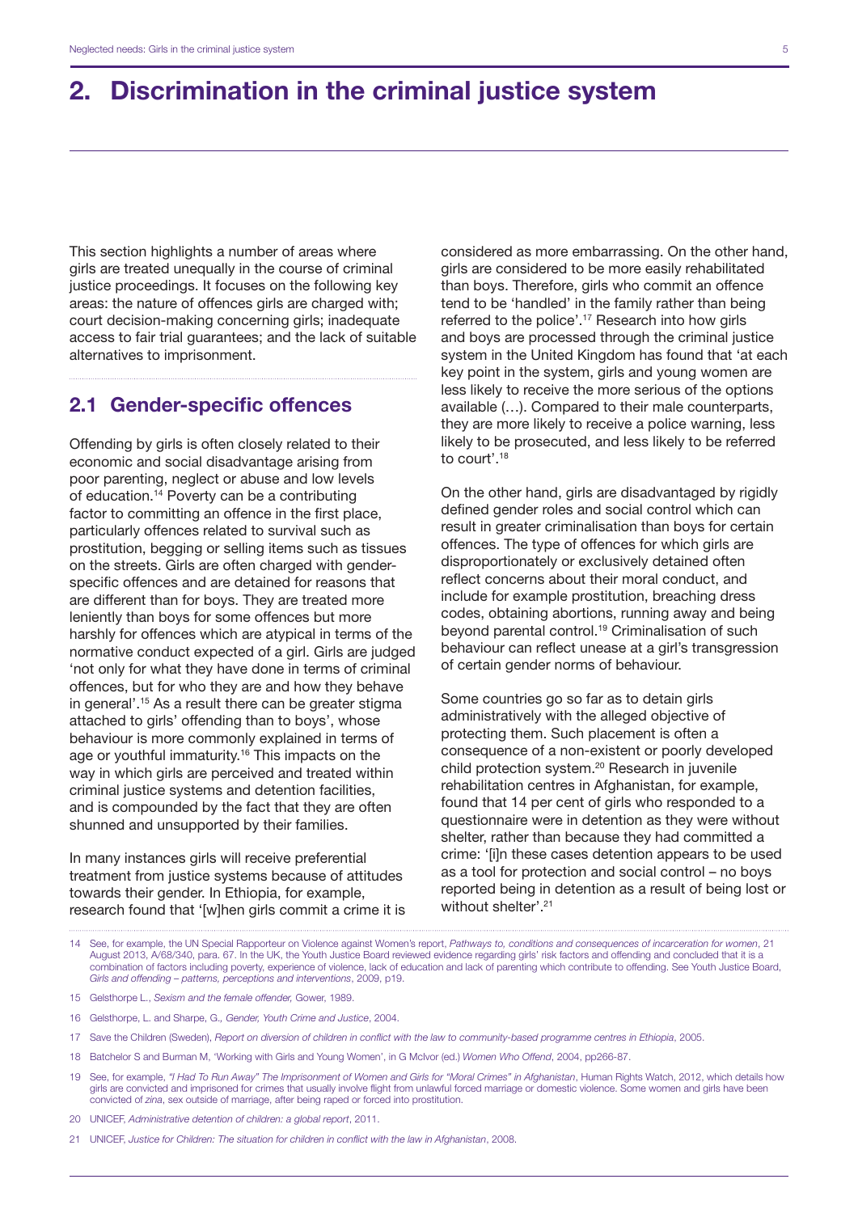# 2. Discrimination in the criminal justice system

This section highlights a number of areas where girls are treated unequally in the course of criminal justice proceedings. It focuses on the following key areas: the nature of offences girls are charged with; court decision-making concerning girls; inadequate access to fair trial guarantees; and the lack of suitable alternatives to imprisonment.

## 2.1 Gender-specific offences

Offending by girls is often closely related to their economic and social disadvantage arising from poor parenting, neglect or abuse and low levels of education.[14] Poverty can be a contributing factor to committing an offence in the first place, particularly offences related to survival such as prostitution, begging or selling items such as tissues on the streets. Girls are often charged with gender-specific offences and are detained for reasons that are different than for boys. They are treated more leniently than boys for some offences but more harshly for offences which are atypical in terms of the normative conduct expected of a girl. Girls are judged 'not only for what they have done in terms of criminal offences, but for who they are and how they behave in general'.[15] As a result there can be greater stigma attached to girls' offending than to boys', whose behaviour is more commonly explained in terms of age or youthful immaturity.[16] This impacts on the way in which girls are perceived and treated within criminal justice systems and detention facilities, and is compounded by the fact that they are often shunned and unsupported by their families.

In many instances girls will receive preferential treatment from justice systems because of attitudes towards their gender. In Ethiopia, for example, research found that '[w]hen girls commit a crime it is considered as more embarrassing. On the other hand, girls are considered to be more easily rehabilitated than boys. Therefore, girls who commit an offence tend to be 'handled' in the family rather than being referred to the police'.[17] Research into how girls and boys are processed through the criminal justice system in the United Kingdom has found that 'at each key point in the system, girls and young women are less likely to receive the more serious of the options available (…). Compared to their male counterparts, they are more likely to receive a police warning, less likely to be prosecuted, and less likely to be referred to court'.[18]

On the other hand, girls are disadvantaged by rigidly defined gender roles and social control which can result in greater criminalisation than boys for certain offences. The type of offences for which girls are disproportionately or exclusively detained often reflect concerns about their moral conduct, and include for example prostitution, breaching dress codes, obtaining abortions, running away and being beyond parental control.[19] Criminalisation of such behaviour can reflect unease at a girl's transgression of certain gender norms of behaviour.

Some countries go so far as to detain girls administratively with the alleged objective of protecting them. Such placement is often a consequence of a non-existent or poorly developed child protection system.[20] Research in juvenile rehabilitation centres in Afghanistan, for example, found that 14 per cent of girls who responded to a questionnaire were in detention as they were without shelter, rather than because they had committed a crime: '[i]n these cases detention appears to be used as a tool for protection and social control – no boys reported being in detention as a result of being lost or without shelter'.[21]

---

14 See, for example, the UN Special Rapporteur on Violence against Women's report, *Pathways to, conditions and consequences of incarceration for women*, 21 August 2013, A/68/340, para. 67. In the UK, the Youth Justice Board reviewed evidence regarding girls' risk factors and offending and concluded that it is a combination of factors including poverty, experience of violence, lack of education and lack of parenting which contribute to offending. See Youth Justice Board, *Girls and offending – patterns, perceptions and interventions*, 2009, p19.

15 Gelsthorpe L., *Sexism and the female offender,* Gower, 1989.

16 Gelsthorpe, L. and Sharpe, G., *Gender, Youth Crime and Justice*, 2004.

17 Save the Children (Sweden), *Report on diversion of children in conflict with the law to community-based programme centres in Ethiopia*, 2005.

18 Batchelor S and Burman M, 'Working with Girls and Young Women', in G McIvor (ed.) *Women Who Offend*, 2004, pp266-87.

19 See, for example, *"I Had To Run Away" The Imprisonment of Women and Girls for "Moral Crimes" in Afghanistan*, Human Rights Watch, 2012, which details how girls are convicted and imprisoned for crimes that usually involve flight from unlawful forced marriage or domestic violence. Some women and girls have been convicted of *zina*, sex outside of marriage, after being raped or forced into prostitution.

20 UNICEF, *Administrative detention of children: a global report*, 2011.

21 UNICEF, *Justice for Children: The situation for children in conflict with the law in Afghanistan*, 2008.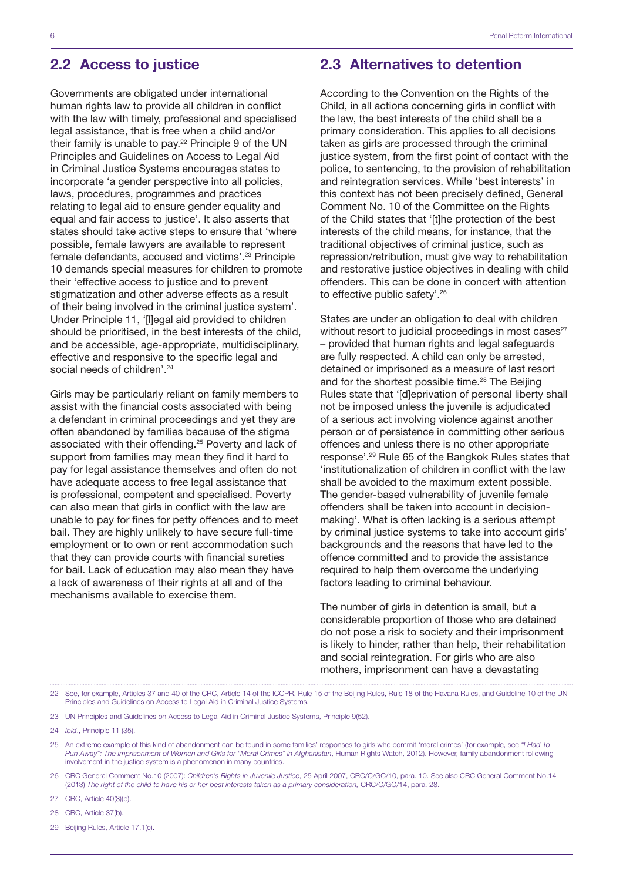## 2.2 Access to justice

Governments are obligated under international human rights law to provide all children in conflict with the law with timely, professional and specialised legal assistance, that is free when a child and/or their family is unable to pay.[22] Principle 9 of the UN Principles and Guidelines on Access to Legal Aid in Criminal Justice Systems encourages states to incorporate 'a gender perspective into all policies, laws, procedures, programmes and practices relating to legal aid to ensure gender equality and equal and fair access to justice'. It also asserts that states should take active steps to ensure that 'where possible, female lawyers are available to represent female defendants, accused and victims'.[23] Principle 10 demands special measures for children to promote their 'effective access to justice and to prevent stigmatization and other adverse effects as a result of their being involved in the criminal justice system'. Under Principle 11, '[l]egal aid provided to children should be prioritised, in the best interests of the child, and be accessible, age-appropriate, multidisciplinary, effective and responsive to the specific legal and social needs of children'.[24]

Girls may be particularly reliant on family members to assist with the financial costs associated with being a defendant in criminal proceedings and yet they are often abandoned by families because of the stigma associated with their offending.[25] Poverty and lack of support from families may mean they find it hard to pay for legal assistance themselves and often do not have adequate access to free legal assistance that is professional, competent and specialised. Poverty can also mean that girls in conflict with the law are unable to pay for fines for petty offences and to meet bail. They are highly unlikely to have secure full-time employment or to own or rent accommodation such that they can provide courts with financial sureties for bail. Lack of education may also mean they have a lack of awareness of their rights at all and of the mechanisms available to exercise them.

## 2.3 Alternatives to detention

According to the Convention on the Rights of the Child, in all actions concerning girls in conflict with the law, the best interests of the child shall be a primary consideration. This applies to all decisions taken as girls are processed through the criminal justice system, from the first point of contact with the police, to sentencing, to the provision of rehabilitation and reintegration services. While 'best interests' in this context has not been precisely defined, General Comment No. 10 of the Committee on the Rights of the Child states that '[t]he protection of the best interests of the child means, for instance, that the traditional objectives of criminal justice, such as repression/retribution, must give way to rehabilitation and restorative justice objectives in dealing with child offenders. This can be done in concert with attention to effective public safety'.[26]

States are under an obligation to deal with children without resort to judicial proceedings in most cases[27] – provided that human rights and legal safeguards are fully respected. A child can only be arrested, detained or imprisoned as a measure of last resort and for the shortest possible time.[28] The Beijing Rules state that '[d]eprivation of personal liberty shall not be imposed unless the juvenile is adjudicated of a serious act involving violence against another person or of persistence in committing other serious offences and unless there is no other appropriate response'.[29] Rule 65 of the Bangkok Rules states that 'institutionalization of children in conflict with the law shall be avoided to the maximum extent possible. The gender-based vulnerability of juvenile female offenders shall be taken into account in decision-making'. What is often lacking is a serious attempt by criminal justice systems to take into account girls' backgrounds and the reasons that have led to the offence committed and to provide the assistance required to help them overcome the underlying factors leading to criminal behaviour.

The number of girls in detention is small, but a considerable proportion of those who are detained do not pose a risk to society and their imprisonment is likely to hinder, rather than help, their rehabilitation and social reintegration. For girls who are also mothers, imprisonment can have a devastating

---

22 See, for example, Articles 37 and 40 of the CRC, Article 14 of the ICCPR, Rule 15 of the Beijing Rules, Rule 18 of the Havana Rules, and Guideline 10 of the UN Principles and Guidelines on Access to Legal Aid in Criminal Justice Systems.

23 UN Principles and Guidelines on Access to Legal Aid in Criminal Justice Systems, Principle 9(52).

24 *Ibid*., Principle 11 (35).

25 An extreme example of this kind of abandonment can be found in some families' responses to girls who commit 'moral crimes' (for example, see *"I Had To Run Away": The Imprisonment of Women and Girls for "Moral Crimes" in Afghanistan*, Human Rights Watch, 2012). However, family abandonment following involvement in the justice system is a phenomenon in many countries.

26 CRC General Comment No.10 (2007): *Children's Rights in Juvenile Justice*, 25 April 2007, CRC/C/GC/10, para. 10. See also CRC General Comment No.14 (2013) *The right of the child to have his or her best interests taken as a primary consideration,* CRC/C/GC/14, para. 28.

27 CRC, Article 40(3)(b).

28 CRC, Article 37(b).

29 Beijing Rules, Article 17.1(c).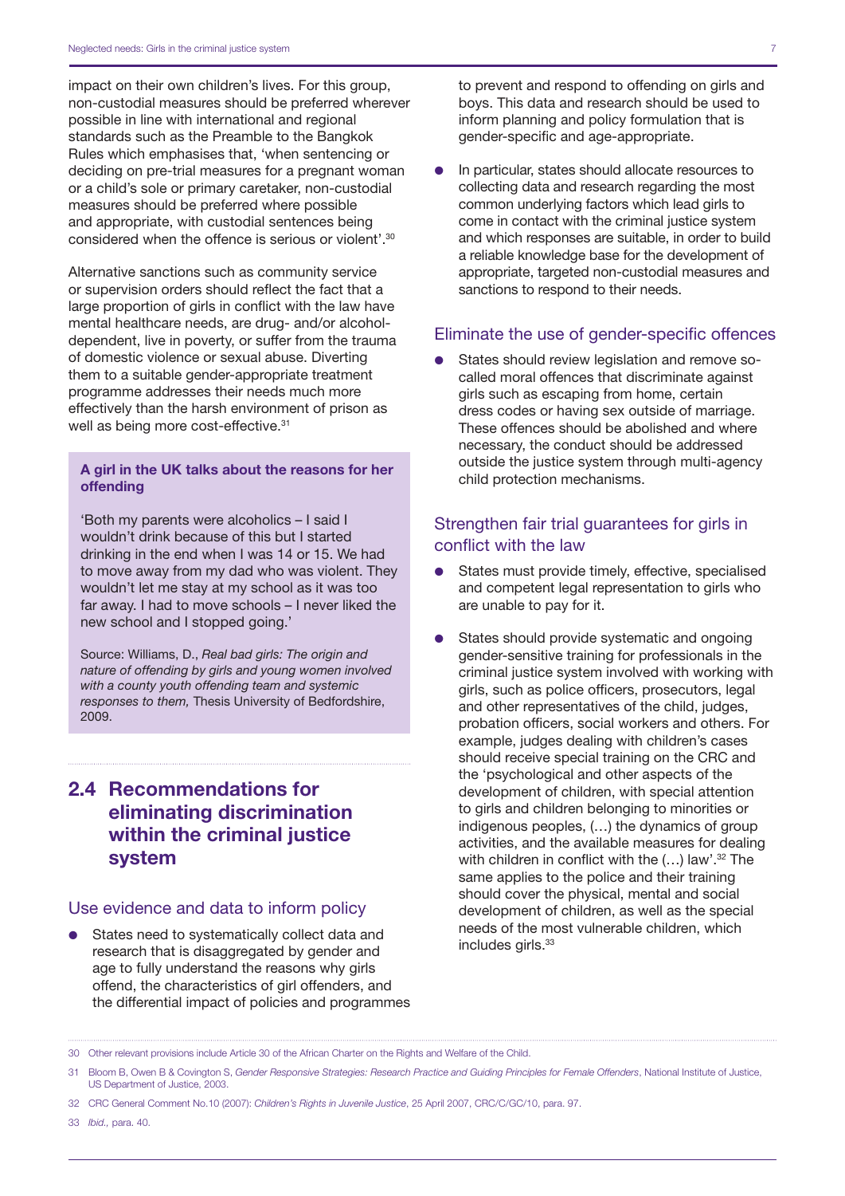impact on their own children's lives. For this group, non-custodial measures should be preferred wherever possible in line with international and regional standards such as the Preamble to the Bangkok Rules which emphasises that, 'when sentencing or deciding on pre-trial measures for a pregnant woman or a child's sole or primary caretaker, non-custodial measures should be preferred where possible and appropriate, with custodial sentences being considered when the offence is serious or violent'.[30]

Alternative sanctions such as community service or supervision orders should reflect the fact that a large proportion of girls in conflict with the law have mental healthcare needs, are drug- and/or alcohol-dependent, live in poverty, or suffer from the trauma of domestic violence or sexual abuse. Diverting them to a suitable gender-appropriate treatment programme addresses their needs much more effectively than the harsh environment of prison as well as being more cost-effective.[31]

> **A girl in the UK talks about the reasons for her offending**
>
> 'Both my parents were alcoholics – I said I wouldn't drink because of this but I started drinking in the end when I was 14 or 15. We had to move away from my dad who was violent. They wouldn't let me stay at my school as it was too far away. I had to move schools – I never liked the new school and I stopped going.'
>
> Source: Williams, D., *Real bad girls: The origin and nature of offending by girls and young women involved with a county youth offending team and systemic responses to them,* Thesis University of Bedfordshire, 2009.

## 2.4 Recommendations for eliminating discrimination within the criminal justice system

### Use evidence and data to inform policy

- States need to systematically collect data and research that is disaggregated by gender and age to fully understand the reasons why girls offend, the characteristics of girl offenders, and the differential impact of policies and programmes to prevent and respond to offending on girls and boys. This data and research should be used to inform planning and policy formulation that is gender-specific and age-appropriate.
- In particular, states should allocate resources to collecting data and research regarding the most common underlying factors which lead girls to come in contact with the criminal justice system and which responses are suitable, in order to build a reliable knowledge base for the development of appropriate, targeted non-custodial measures and sanctions to respond to their needs.

### Eliminate the use of gender-specific offences

- States should review legislation and remove so-called moral offences that discriminate against girls such as escaping from home, certain dress codes or having sex outside of marriage. These offences should be abolished and where necessary, the conduct should be addressed outside the justice system through multi-agency child protection mechanisms.

### Strengthen fair trial guarantees for girls in conflict with the law

- States must provide timely, effective, specialised and competent legal representation to girls who are unable to pay for it.
- States should provide systematic and ongoing gender-sensitive training for professionals in the criminal justice system involved with working with girls, such as police officers, prosecutors, legal and other representatives of the child, judges, probation officers, social workers and others. For example, judges dealing with children's cases should receive special training on the CRC and the 'psychological and other aspects of the development of children, with special attention to girls and children belonging to minorities or indigenous peoples, (…) the dynamics of group activities, and the available measures for dealing with children in conflict with the (…) law'.[32] The same applies to the police and their training should cover the physical, mental and social development of children, as well as the special needs of the most vulnerable children, which includes girls.[33]

---

30 Other relevant provisions include Article 30 of the African Charter on the Rights and Welfare of the Child.

31 Bloom B, Owen B & Covington S, *Gender Responsive Strategies: Research Practice and Guiding Principles for Female Offenders*, National Institute of Justice, US Department of Justice, 2003.

32 CRC General Comment No.10 (2007): *Children's Rights in Juvenile Justice*, 25 April 2007, CRC/C/GC/10, para. 97.

33 *Ibid.,* para. 40.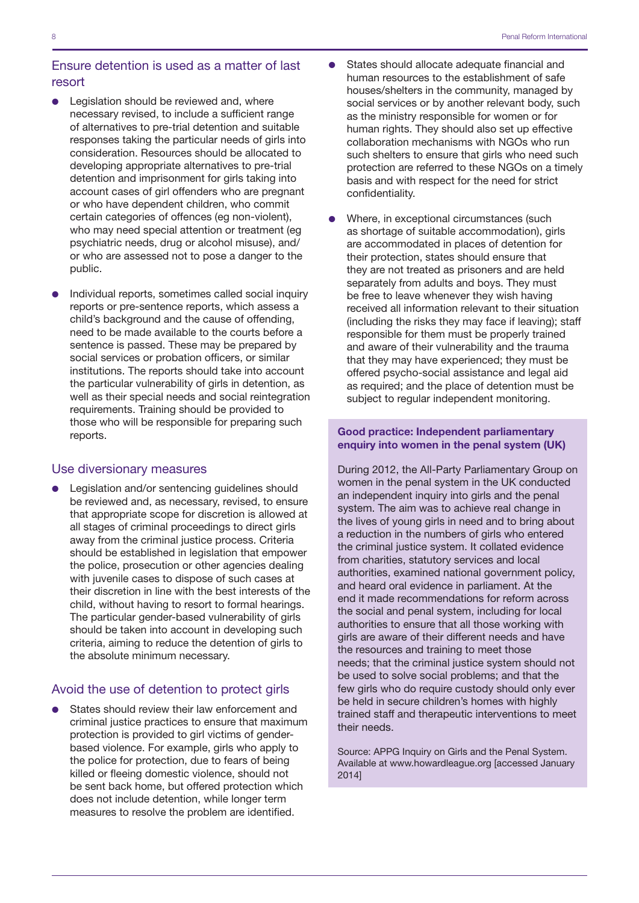## Ensure detention is used as a matter of last resort

- Legislation should be reviewed and, where necessary revised, to include a sufficient range of alternatives to pre-trial detention and suitable responses taking the particular needs of girls into consideration. Resources should be allocated to developing appropriate alternatives to pre-trial detention and imprisonment for girls taking into account cases of girl offenders who are pregnant or who have dependent children, who commit certain categories of offences (eg non-violent), who may need special attention or treatment (eg psychiatric needs, drug or alcohol misuse), and/or who are assessed not to pose a danger to the public.
- Individual reports, sometimes called social inquiry reports or pre-sentence reports, which assess a child's background and the cause of offending, need to be made available to the courts before a sentence is passed. These may be prepared by social services or probation officers, or similar institutions. The reports should take into account the particular vulnerability of girls in detention, as well as their special needs and social reintegration requirements. Training should be provided to those who will be responsible for preparing such reports.

## Use diversionary measures

- Legislation and/or sentencing guidelines should be reviewed and, as necessary, revised, to ensure that appropriate scope for discretion is allowed at all stages of criminal proceedings to direct girls away from the criminal justice process. Criteria should be established in legislation that empower the police, prosecution or other agencies dealing with juvenile cases to dispose of such cases at their discretion in line with the best interests of the child, without having to resort to formal hearings. The particular gender-based vulnerability of girls should be taken into account in developing such criteria, aiming to reduce the detention of girls to the absolute minimum necessary.

## Avoid the use of detention to protect girls

- States should review their law enforcement and criminal justice practices to ensure that maximum protection is provided to girl victims of gender-based violence. For example, girls who apply to the police for protection, due to fears of being killed or fleeing domestic violence, should not be sent back home, but offered protection which does not include detention, while longer term measures to resolve the problem are identified.
- States should allocate adequate financial and human resources to the establishment of safe houses/shelters in the community, managed by social services or by another relevant body, such as the ministry responsible for women or for human rights. They should also set up effective collaboration mechanisms with NGOs who run such shelters to ensure that girls who need such protection are referred to these NGOs on a timely basis and with respect for the need for strict confidentiality.
- Where, in exceptional circumstances (such as shortage of suitable accommodation), girls are accommodated in places of detention for their protection, states should ensure that they are not treated as prisoners and are held separately from adults and boys. They must be free to leave whenever they wish having received all information relevant to their situation (including the risks they may face if leaving); staff responsible for them must be properly trained and aware of their vulnerability and the trauma that they may have experienced; they must be offered psycho-social assistance and legal aid as required; and the place of detention must be subject to regular independent monitoring.

**Good practice: Independent parliamentary enquiry into women in the penal system (UK)**

During 2012, the All-Party Parliamentary Group on women in the penal system in the UK conducted an independent inquiry into girls and the penal system. The aim was to achieve real change in the lives of young girls in need and to bring about a reduction in the numbers of girls who entered the criminal justice system. It collated evidence from charities, statutory services and local authorities, examined national government policy, and heard oral evidence in parliament. At the end it made recommendations for reform across the social and penal system, including for local authorities to ensure that all those working with girls are aware of their different needs and have the resources and training to meet those needs; that the criminal justice system should not be used to solve social problems; and that the few girls who do require custody should only ever be held in secure children's homes with highly trained staff and therapeutic interventions to meet their needs.

Source: APPG Inquiry on Girls and the Penal System. Available at www.howardleague.org [accessed January 2014]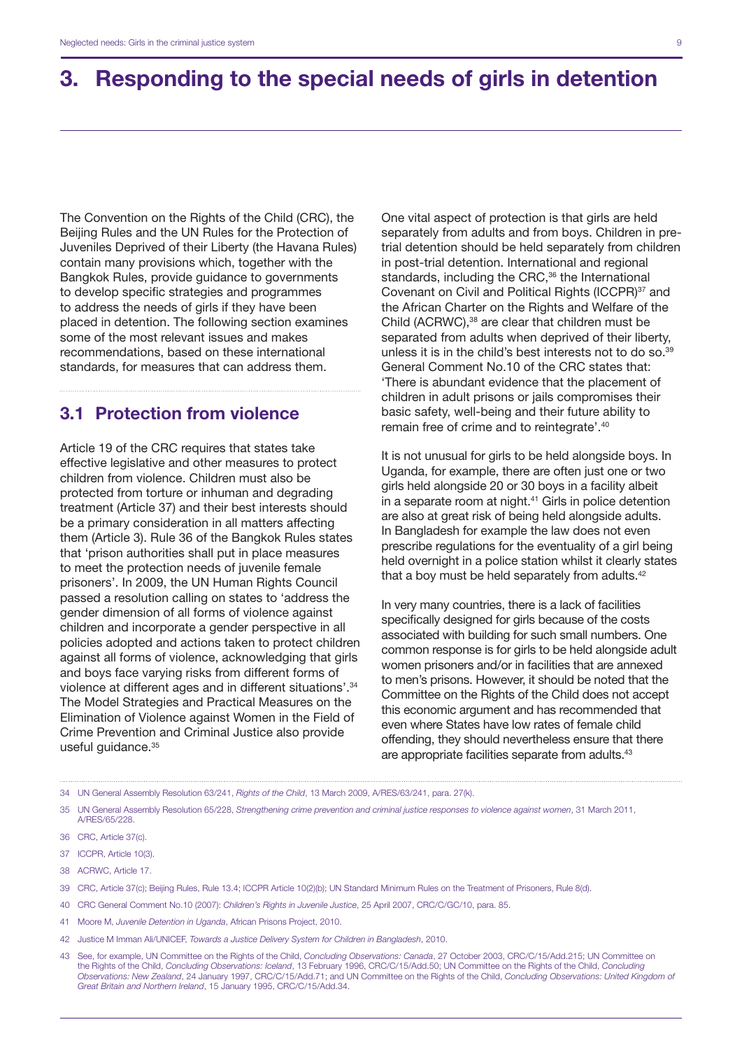# 3. Responding to the special needs of girls in detention

The Convention on the Rights of the Child (CRC), the Beijing Rules and the UN Rules for the Protection of Juveniles Deprived of their Liberty (the Havana Rules) contain many provisions which, together with the Bangkok Rules, provide guidance to governments to develop specific strategies and programmes to address the needs of girls if they have been placed in detention. The following section examines some of the most relevant issues and makes recommendations, based on these international standards, for measures that can address them.

## 3.1 Protection from violence

Article 19 of the CRC requires that states take effective legislative and other measures to protect children from violence. Children must also be protected from torture or inhuman and degrading treatment (Article 37) and their best interests should be a primary consideration in all matters affecting them (Article 3). Rule 36 of the Bangkok Rules states that 'prison authorities shall put in place measures to meet the protection needs of juvenile female prisoners'. In 2009, the UN Human Rights Council passed a resolution calling on states to 'address the gender dimension of all forms of violence against children and incorporate a gender perspective in all policies adopted and actions taken to protect children against all forms of violence, acknowledging that girls and boys face varying risks from different forms of violence at different ages and in different situations'.[34] The Model Strategies and Practical Measures on the Elimination of Violence against Women in the Field of Crime Prevention and Criminal Justice also provide useful guidance.[35]

One vital aspect of protection is that girls are held separately from adults and from boys. Children in pre-trial detention should be held separately from children in post-trial detention. International and regional standards, including the CRC,[36] the International Covenant on Civil and Political Rights (ICCPR)[37] and the African Charter on the Rights and Welfare of the Child (ACRWC),[38] are clear that children must be separated from adults when deprived of their liberty, unless it is in the child's best interests not to do so.[39] General Comment No.10 of the CRC states that: 'There is abundant evidence that the placement of children in adult prisons or jails compromises their basic safety, well-being and their future ability to remain free of crime and to reintegrate'.[40]

It is not unusual for girls to be held alongside boys. In Uganda, for example, there are often just one or two girls held alongside 20 or 30 boys in a facility albeit in a separate room at night.[41] Girls in police detention are also at great risk of being held alongside adults. In Bangladesh for example the law does not even prescribe regulations for the eventuality of a girl being held overnight in a police station whilst it clearly states that a boy must be held separately from adults.[42]

In very many countries, there is a lack of facilities specifically designed for girls because of the costs associated with building for such small numbers. One common response is for girls to be held alongside adult women prisoners and/or in facilities that are annexed to men's prisons. However, it should be noted that the Committee on the Rights of the Child does not accept this economic argument and has recommended that even where States have low rates of female child offending, they should nevertheless ensure that there are appropriate facilities separate from adults.[43]

---

34 UN General Assembly Resolution 63/241, *Rights of the Child*, 13 March 2009, A/RES/63/241, para. 27(k).

35 UN General Assembly Resolution 65/228, *Strengthening crime prevention and criminal justice responses to violence against women*, 31 March 2011, A/RES/65/228.

36 CRC, Article 37(c).

37 ICCPR, Article 10(3).

38 ACRWC, Article 17.

39 CRC, Article 37(c); Beijing Rules, Rule 13.4; ICCPR Article 10(2)(b); UN Standard Minimum Rules on the Treatment of Prisoners, Rule 8(d).

40 CRC General Comment No.10 (2007): *Children's Rights in Juvenile Justice*, 25 April 2007, CRC/C/GC/10, para. 85.

41 Moore M, *Juvenile Detention in Uganda*, African Prisons Project, 2010.

42 Justice M Imman Ali/UNICEF, *Towards a Justice Delivery System for Children in Bangladesh*, 2010.

43 See, for example, UN Committee on the Rights of the Child, *Concluding Observations: Canada*, 27 October 2003, CRC/C/15/Add.215; UN Committee on the Rights of the Child, *Concluding Observations: Iceland*, 13 February 1996, CRC/C/15/Add.50; UN Committee on the Rights of the Child, *Concluding Observations: New Zealand*, 24 January 1997, CRC/C/15/Add.71; and UN Committee on the Rights of the Child, *Concluding Observations: United Kingdom of Great Britain and Northern Ireland*, 15 January 1995, CRC/C/15/Add.34.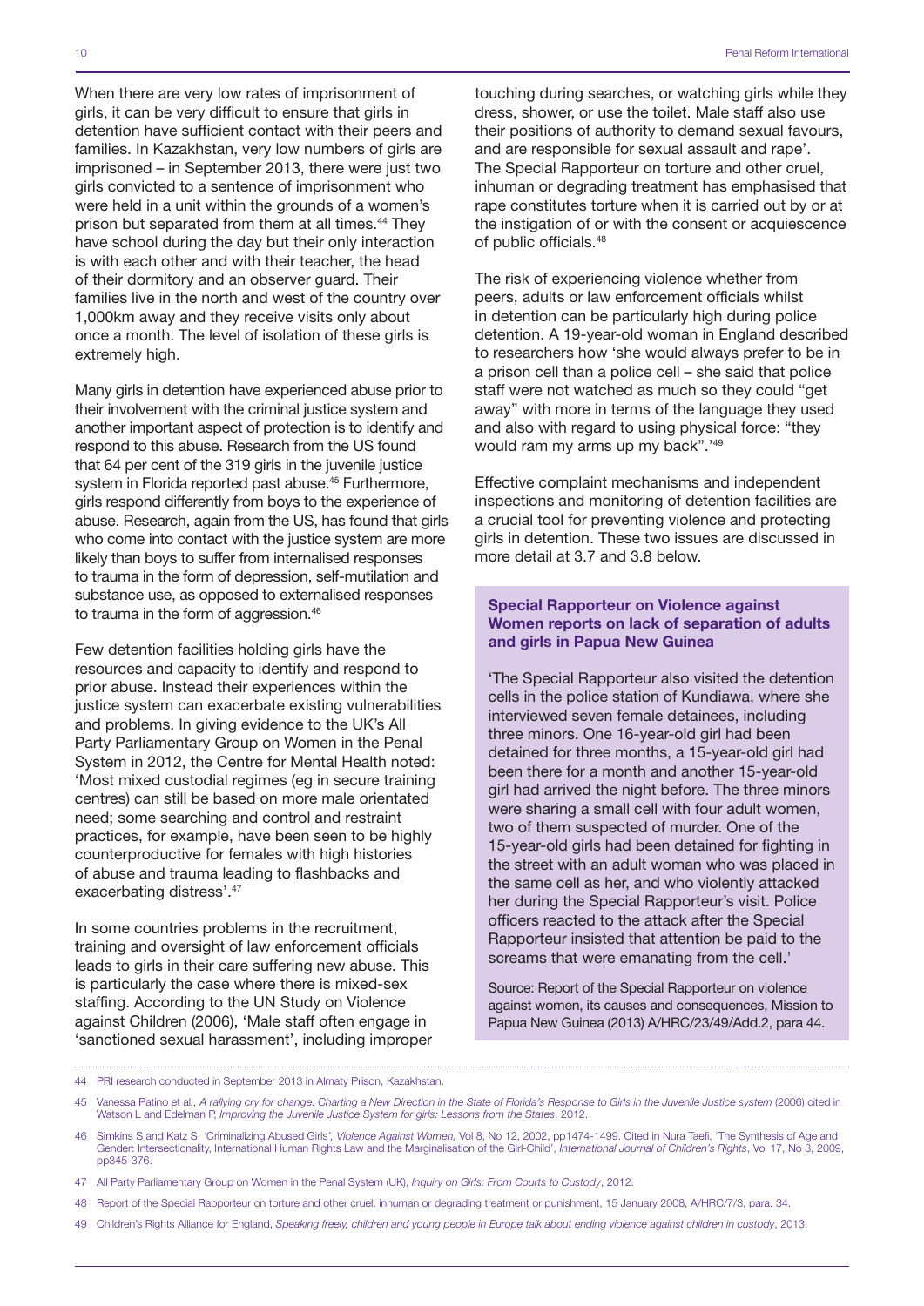When there are very low rates of imprisonment of girls, it can be very difficult to ensure that girls in detention have sufficient contact with their peers and families. In Kazakhstan, very low numbers of girls are imprisoned – in September 2013, there were just two girls convicted to a sentence of imprisonment who were held in a unit within the grounds of a women's prison but separated from them at all times.[44] They have school during the day but their only interaction is with each other and with their teacher, the head of their dormitory and an observer guard. Their families live in the north and west of the country over 1,000km away and they receive visits only about once a month. The level of isolation of these girls is extremely high.

Many girls in detention have experienced abuse prior to their involvement with the criminal justice system and another important aspect of protection is to identify and respond to this abuse. Research from the US found that 64 per cent of the 319 girls in the juvenile justice system in Florida reported past abuse.[45] Furthermore, girls respond differently from boys to the experience of abuse. Research, again from the US, has found that girls who come into contact with the justice system are more likely than boys to suffer from internalised responses to trauma in the form of depression, self-mutilation and substance use, as opposed to externalised responses to trauma in the form of aggression.[46]

Few detention facilities holding girls have the resources and capacity to identify and respond to prior abuse. Instead their experiences within the justice system can exacerbate existing vulnerabilities and problems. In giving evidence to the UK's All Party Parliamentary Group on Women in the Penal System in 2012, the Centre for Mental Health noted: 'Most mixed custodial regimes (eg in secure training centres) can still be based on more male orientated need; some searching and control and restraint practices, for example, have been seen to be highly counterproductive for females with high histories of abuse and trauma leading to flashbacks and exacerbating distress'.[47]

In some countries problems in the recruitment, training and oversight of law enforcement officials leads to girls in their care suffering new abuse. This is particularly the case where there is mixed-sex staffing. According to the UN Study on Violence against Children (2006), 'Male staff often engage in 'sanctioned sexual harassment', including improper touching during searches, or watching girls while they dress, shower, or use the toilet. Male staff also use their positions of authority to demand sexual favours, and are responsible for sexual assault and rape'. The Special Rapporteur on torture and other cruel, inhuman or degrading treatment has emphasised that rape constitutes torture when it is carried out by or at the instigation of or with the consent or acquiescence of public officials.[48]

The risk of experiencing violence whether from peers, adults or law enforcement officials whilst in detention can be particularly high during police detention. A 19-year-old woman in England described to researchers how 'she would always prefer to be in a prison cell than a police cell – she said that police staff were not watched as much so they could "get away" with more in terms of the language they used and also with regard to using physical force: "they would ram my arms up my back".'[49]

Effective complaint mechanisms and independent inspections and monitoring of detention facilities are a crucial tool for preventing violence and protecting girls in detention. These two issues are discussed in more detail at 3.7 and 3.8 below.

**Special Rapporteur on Violence against Women reports on lack of separation of adults and girls in Papua New Guinea**

'The Special Rapporteur also visited the detention cells in the police station of Kundiawa, where she interviewed seven female detainees, including three minors. One 16-year-old girl had been detained for three months, a 15-year-old girl had been there for a month and another 15-year-old girl had arrived the night before. The three minors were sharing a small cell with four adult women, two of them suspected of murder. One of the 15-year-old girls had been detained for fighting in the street with an adult woman who was placed in the same cell as her, and who violently attacked her during the Special Rapporteur's visit. Police officers reacted to the attack after the Special Rapporteur insisted that attention be paid to the screams that were emanating from the cell.'

Source: Report of the Special Rapporteur on violence against women, its causes and consequences, Mission to Papua New Guinea (2013) A/HRC/23/49/Add.2, para 44.

---

44 PRI research conducted in September 2013 in Almaty Prison, Kazakhstan.

45 Vanessa Patino et al., *A rallying cry for change: Charting a New Direction in the State of Florida's Response to Girls in the Juvenile Justice system* (2006) cited in Watson L and Edelman P, *Improving the Juvenile Justice System for girls: Lessons from the States*, 2012.

46 Simkins S and Katz S, 'Criminalizing Abused Girls', *Violence Against Women,* Vol 8, No 12, 2002, pp1474-1499. Cited in Nura Taefi, 'The Synthesis of Age and Gender: Intersectionality, International Human Rights Law and the Marginalisation of the Girl-Child', *International Journal of Children's Rights*, Vol 17, No 3, 2009, pp345-376.

47 All Party Parliamentary Group on Women in the Penal System (UK), *Inquiry on Girls: From Courts to Custody*, 2012.

48 Report of the Special Rapporteur on torture and other cruel, inhuman or degrading treatment or punishment, 15 January 2008, A/HRC/7/3, para. 34.

49 Children's Rights Alliance for England, *Speaking freely, children and young people in Europe talk about ending violence against children in custody*, 2013.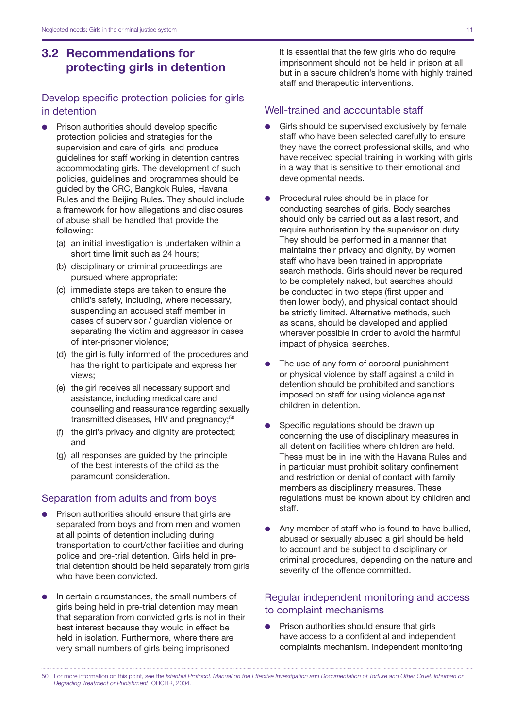## 3.2 Recommendations for protecting girls in detention

### Develop specific protection policies for girls in detention

- Prison authorities should develop specific protection policies and strategies for the supervision and care of girls, and produce guidelines for staff working in detention centres accommodating girls. The development of such policies, guidelines and programmes should be guided by the CRC, Bangkok Rules, Havana Rules and the Beijing Rules. They should include a framework for how allegations and disclosures of abuse shall be handled that provide the following:
  - (a) an initial investigation is undertaken within a short time limit such as 24 hours;
  - (b) disciplinary or criminal proceedings are pursued where appropriate;
  - (c) immediate steps are taken to ensure the child's safety, including, where necessary, suspending an accused staff member in cases of supervisor / guardian violence or separating the victim and aggressor in cases of inter-prisoner violence;
  - (d) the girl is fully informed of the procedures and has the right to participate and express her views;
  - (e) the girl receives all necessary support and assistance, including medical care and counselling and reassurance regarding sexually transmitted diseases, HIV and pregnancy;[50]
  - (f) the girl's privacy and dignity are protected; and
  - (g) all responses are guided by the principle of the best interests of the child as the paramount consideration.

### Separation from adults and from boys

- Prison authorities should ensure that girls are separated from boys and from men and women at all points of detention including during transportation to court/other facilities and during police and pre-trial detention. Girls held in pre-trial detention should be held separately from girls who have been convicted.

- In certain circumstances, the small numbers of girls being held in pre-trial detention may mean that separation from convicted girls is not in their best interest because they would in effect be held in isolation. Furthermore, where there are very small numbers of girls being imprisoned it is essential that the few girls who do require imprisonment should not be held in prison at all but in a secure children's home with highly trained staff and therapeutic interventions.

### Well-trained and accountable staff

- Girls should be supervised exclusively by female staff who have been selected carefully to ensure they have the correct professional skills, and who have received special training in working with girls in a way that is sensitive to their emotional and developmental needs.

- Procedural rules should be in place for conducting searches of girls. Body searches should only be carried out as a last resort, and require authorisation by the supervisor on duty. They should be performed in a manner that maintains their privacy and dignity, by women staff who have been trained in appropriate search methods. Girls should never be required to be completely naked, but searches should be conducted in two steps (first upper and then lower body), and physical contact should be strictly limited. Alternative methods, such as scans, should be developed and applied wherever possible in order to avoid the harmful impact of physical searches.

- The use of any form of corporal punishment or physical violence by staff against a child in detention should be prohibited and sanctions imposed on staff for using violence against children in detention.

- Specific regulations should be drawn up concerning the use of disciplinary measures in all detention facilities where children are held. These must be in line with the Havana Rules and in particular must prohibit solitary confinement and restriction or denial of contact with family members as disciplinary measures. These regulations must be known about by children and staff.

- Any member of staff who is found to have bullied, abused or sexually abused a girl should be held to account and be subject to disciplinary or criminal procedures, depending on the nature and severity of the offence committed.

### Regular independent monitoring and access to complaint mechanisms

- Prison authorities should ensure that girls have access to a confidential and independent complaints mechanism. Independent monitoring

---

50 For more information on this point, see the *Istanbul Protocol, Manual on the Effective Investigation and Documentation of Torture and Other Cruel, Inhuman or Degrading Treatment or Punishment*, OHCHR, 2004.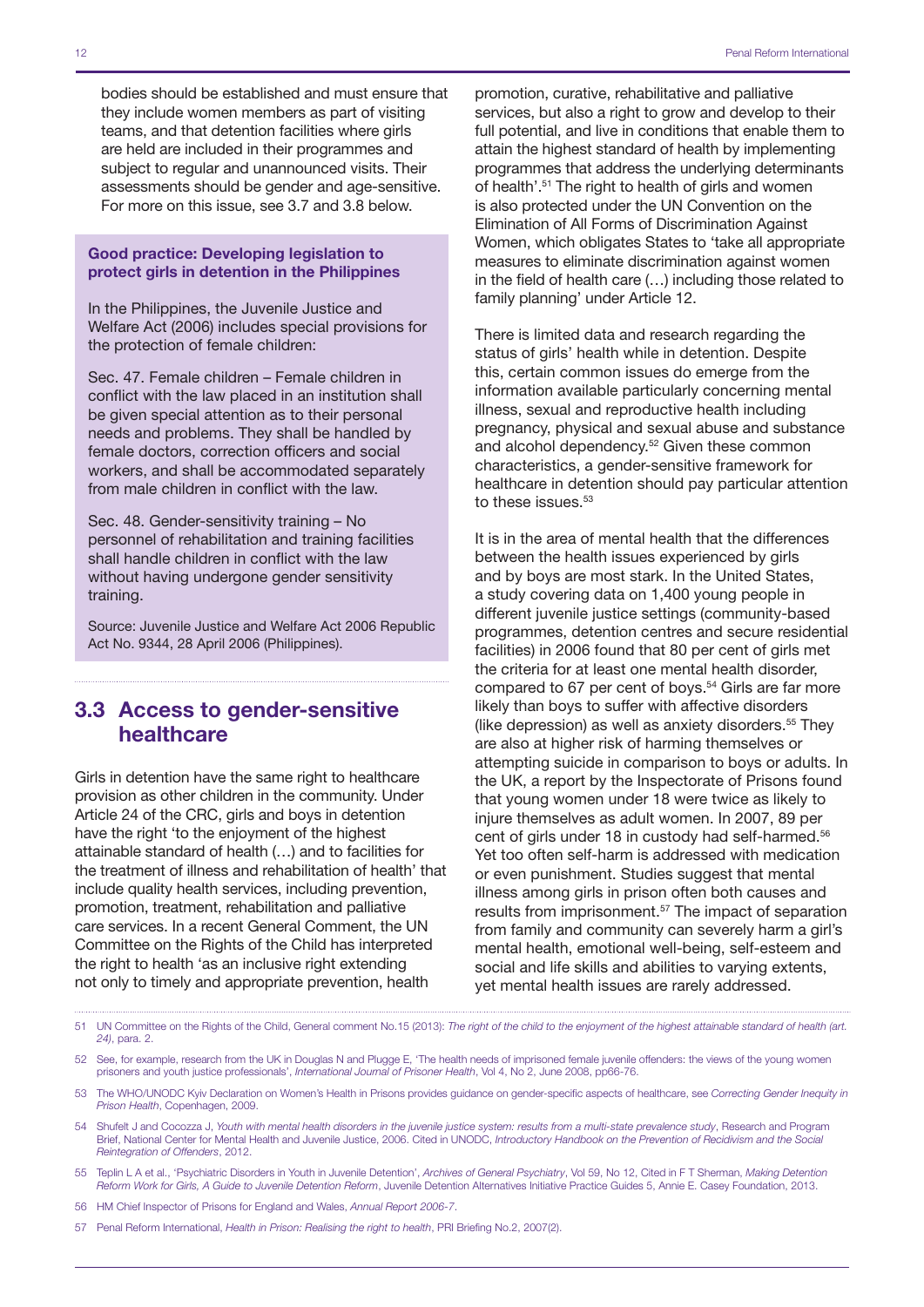bodies should be established and must ensure that they include women members as part of visiting teams, and that detention facilities where girls are held are included in their programmes and subject to regular and unannounced visits. Their assessments should be gender and age-sensitive. For more on this issue, see 3.7 and 3.8 below.

**Good practice: Developing legislation to protect girls in detention in the Philippines**

In the Philippines, the Juvenile Justice and Welfare Act (2006) includes special provisions for the protection of female children:

Sec. 47. Female children – Female children in conflict with the law placed in an institution shall be given special attention as to their personal needs and problems. They shall be handled by female doctors, correction officers and social workers, and shall be accommodated separately from male children in conflict with the law.

Sec. 48. Gender-sensitivity training – No personnel of rehabilitation and training facilities shall handle children in conflict with the law without having undergone gender sensitivity training.

Source: Juvenile Justice and Welfare Act 2006 Republic Act No. 9344, 28 April 2006 (Philippines).

## 3.3 Access to gender-sensitive healthcare

Girls in detention have the same right to healthcare provision as other children in the community. Under Article 24 of the CRC, girls and boys in detention have the right 'to the enjoyment of the highest attainable standard of health (…) and to facilities for the treatment of illness and rehabilitation of health' that include quality health services, including prevention, promotion, treatment, rehabilitation and palliative care services. In a recent General Comment, the UN Committee on the Rights of the Child has interpreted the right to health 'as an inclusive right extending not only to timely and appropriate prevention, health promotion, curative, rehabilitative and palliative services, but also a right to grow and develop to their full potential, and live in conditions that enable them to attain the highest standard of health by implementing programmes that address the underlying determinants of health'.[51] The right to health of girls and women is also protected under the UN Convention on the Elimination of All Forms of Discrimination Against Women, which obligates States to 'take all appropriate measures to eliminate discrimination against women in the field of health care (…) including those related to family planning' under Article 12.

There is limited data and research regarding the status of girls' health while in detention. Despite this, certain common issues do emerge from the information available particularly concerning mental illness, sexual and reproductive health including pregnancy, physical and sexual abuse and substance and alcohol dependency.[52] Given these common characteristics, a gender-sensitive framework for healthcare in detention should pay particular attention to these issues.[53]

It is in the area of mental health that the differences between the health issues experienced by girls and by boys are most stark. In the United States, a study covering data on 1,400 young people in different juvenile justice settings (community-based programmes, detention centres and secure residential facilities) in 2006 found that 80 per cent of girls met the criteria for at least one mental health disorder, compared to 67 per cent of boys.[54] Girls are far more likely than boys to suffer with affective disorders (like depression) as well as anxiety disorders.[55] They are also at higher risk of harming themselves or attempting suicide in comparison to boys or adults. In the UK, a report by the Inspectorate of Prisons found that young women under 18 were twice as likely to injure themselves as adult women. In 2007, 89 per cent of girls under 18 in custody had self-harmed.[56] Yet too often self-harm is addressed with medication or even punishment. Studies suggest that mental illness among girls in prison often both causes and results from imprisonment.[57] The impact of separation from family and community can severely harm a girl's mental health, emotional well-being, self-esteem and social and life skills and abilities to varying extents, yet mental health issues are rarely addressed.

---

51 UN Committee on the Rights of the Child, General comment No.15 (2013): *The right of the child to the enjoyment of the highest attainable standard of health (art. 24)*, para. 2.

52 See, for example, research from the UK in Douglas N and Plugge E, 'The health needs of imprisoned female juvenile offenders: the views of the young women prisoners and youth justice professionals', *International Journal of Prisoner Health*, Vol 4, No 2, June 2008, pp66-76.

53 The WHO/UNODC Kyiv Declaration on Women's Health in Prisons provides guidance on gender-specific aspects of healthcare, see *Correcting Gender Inequity in Prison Health*, Copenhagen, 2009.

54 Shufelt J and Cocozza J, *Youth with mental health disorders in the juvenile justice system: results from a multi-state prevalence study*, Research and Program Brief, National Center for Mental Health and Juvenile Justice, 2006. Cited in UNODC, *Introductory Handbook on the Prevention of Recidivism and the Social Reintegration of Offenders*, 2012.

55 Teplin L A et al., 'Psychiatric Disorders in Youth in Juvenile Detention', *Archives of General Psychiatry*, Vol 59, No 12, Cited in F T Sherman, *Making Detention Reform Work for Girls, A Guide to Juvenile Detention Reform*, Juvenile Detention Alternatives Initiative Practice Guides 5, Annie E. Casey Foundation, 2013.

56 HM Chief Inspector of Prisons for England and Wales, *Annual Report 2006-7*.

57 Penal Reform International, *Health in Prison: Realising the right to health*, PRI Briefing No.2, 2007(2).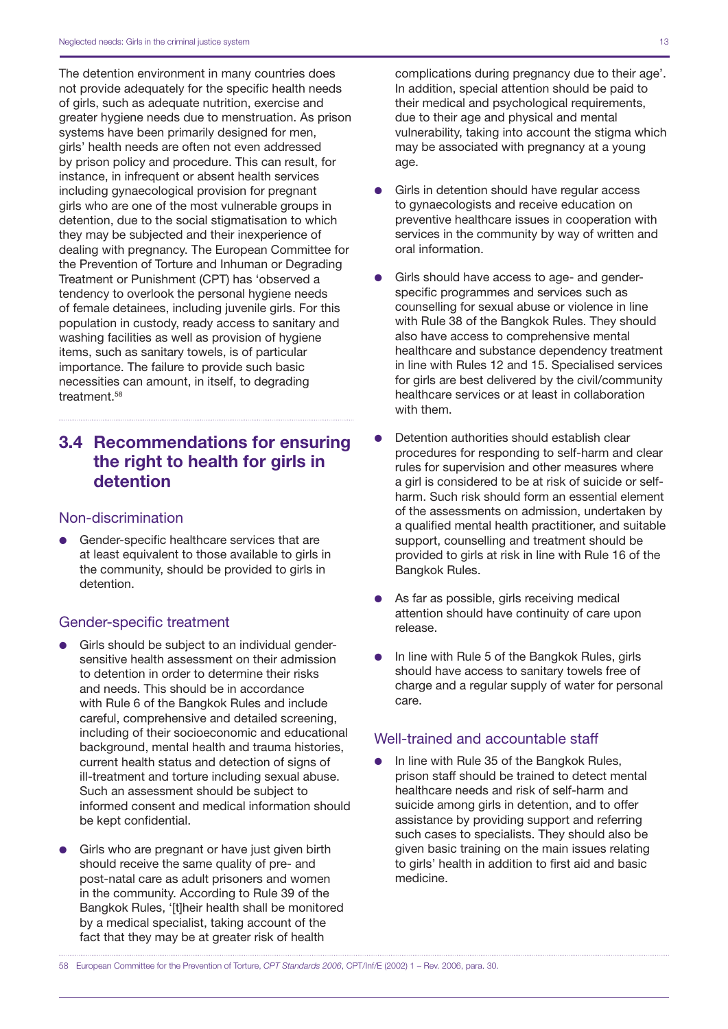The detention environment in many countries does not provide adequately for the specific health needs of girls, such as adequate nutrition, exercise and greater hygiene needs due to menstruation. As prison systems have been primarily designed for men, girls' health needs are often not even addressed by prison policy and procedure. This can result, for instance, in infrequent or absent health services including gynaecological provision for pregnant girls who are one of the most vulnerable groups in detention, due to the social stigmatisation to which they may be subjected and their inexperience of dealing with pregnancy. The European Committee for the Prevention of Torture and Inhuman or Degrading Treatment or Punishment (CPT) has 'observed a tendency to overlook the personal hygiene needs of female detainees, including juvenile girls. For this population in custody, ready access to sanitary and washing facilities as well as provision of hygiene items, such as sanitary towels, is of particular importance. The failure to provide such basic necessities can amount, in itself, to degrading treatment.[58]

## 3.4 Recommendations for ensuring the right to health for girls in detention

### Non-discrimination

- Gender-specific healthcare services that are at least equivalent to those available to girls in the community, should be provided to girls in detention.

### Gender-specific treatment

- Girls should be subject to an individual gender-sensitive health assessment on their admission to detention in order to determine their risks and needs. This should be in accordance with Rule 6 of the Bangkok Rules and include careful, comprehensive and detailed screening, including of their socioeconomic and educational background, mental health and trauma histories, current health status and detection of signs of ill-treatment and torture including sexual abuse. Such an assessment should be subject to informed consent and medical information should be kept confidential.
- Girls who are pregnant or have just given birth should receive the same quality of pre- and post-natal care as adult prisoners and women in the community. According to Rule 39 of the Bangkok Rules, '[t]heir health shall be monitored by a medical specialist, taking account of the fact that they may be at greater risk of health complications during pregnancy due to their age'. In addition, special attention should be paid to their medical and psychological requirements, due to their age and physical and mental vulnerability, taking into account the stigma which may be associated with pregnancy at a young age.
- Girls in detention should have regular access to gynaecologists and receive education on preventive healthcare issues in cooperation with services in the community by way of written and oral information.
- Girls should have access to age- and gender-specific programmes and services such as counselling for sexual abuse or violence in line with Rule 38 of the Bangkok Rules. They should also have access to comprehensive mental healthcare and substance dependency treatment in line with Rules 12 and 15. Specialised services for girls are best delivered by the civil/community healthcare services or at least in collaboration with them.
- Detention authorities should establish clear procedures for responding to self-harm and clear rules for supervision and other measures where a girl is considered to be at risk of suicide or self-harm. Such risk should form an essential element of the assessments on admission, undertaken by a qualified mental health practitioner, and suitable support, counselling and treatment should be provided to girls at risk in line with Rule 16 of the Bangkok Rules.
- As far as possible, girls receiving medical attention should have continuity of care upon release.
- In line with Rule 5 of the Bangkok Rules, girls should have access to sanitary towels free of charge and a regular supply of water for personal care.

### Well-trained and accountable staff

- In line with Rule 35 of the Bangkok Rules, prison staff should be trained to detect mental healthcare needs and risk of self-harm and suicide among girls in detention, and to offer assistance by providing support and referring such cases to specialists. They should also be given basic training on the main issues relating to girls' health in addition to first aid and basic medicine.

58 European Committee for the Prevention of Torture, *CPT Standards 2006*, CPT/Inf/E (2002) 1 – Rev. 2006, para. 30.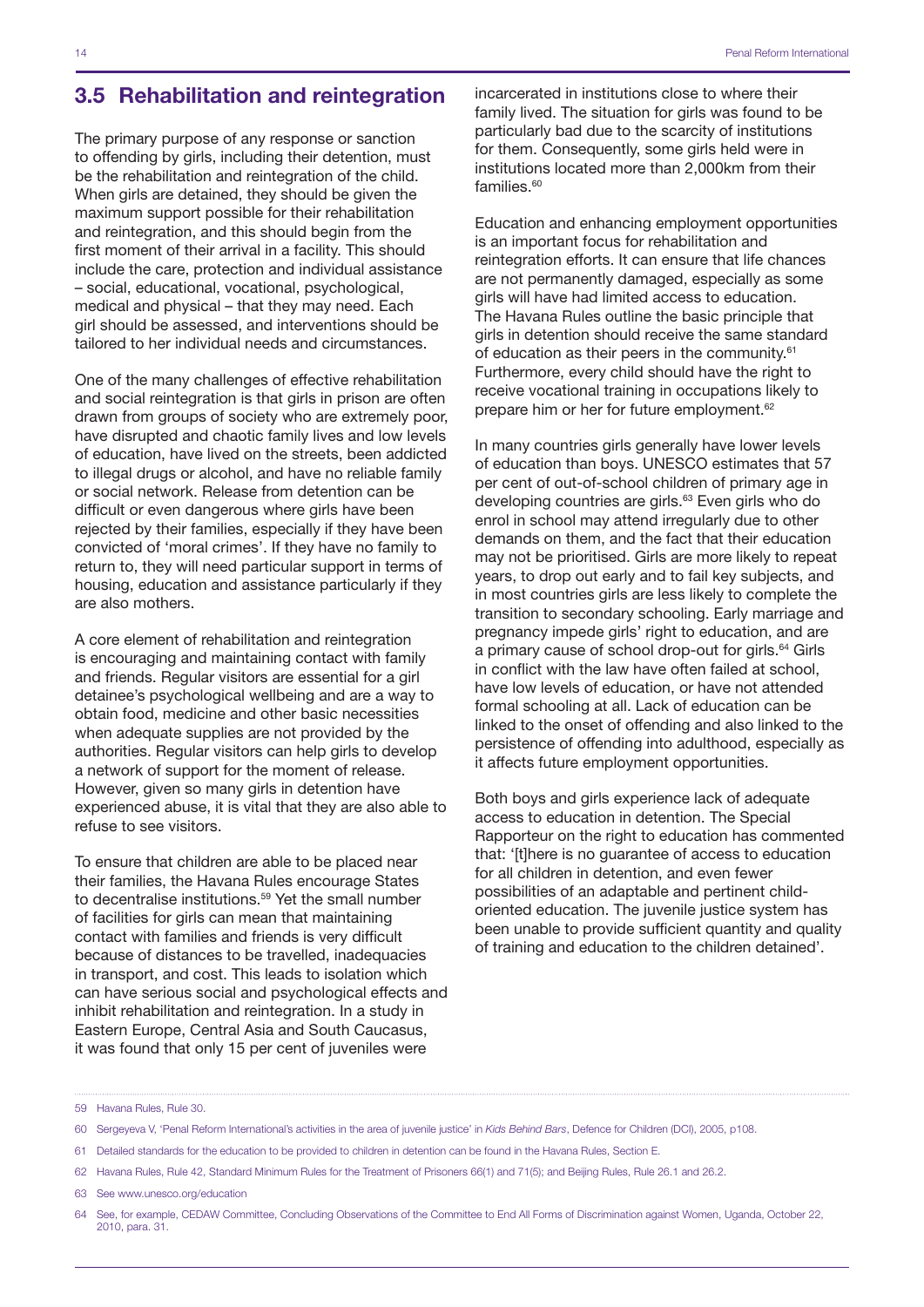## 3.5 Rehabilitation and reintegration

The primary purpose of any response or sanction to offending by girls, including their detention, must be the rehabilitation and reintegration of the child. When girls are detained, they should be given the maximum support possible for their rehabilitation and reintegration, and this should begin from the first moment of their arrival in a facility. This should include the care, protection and individual assistance – social, educational, vocational, psychological, medical and physical – that they may need. Each girl should be assessed, and interventions should be tailored to her individual needs and circumstances.

One of the many challenges of effective rehabilitation and social reintegration is that girls in prison are often drawn from groups of society who are extremely poor, have disrupted and chaotic family lives and low levels of education, have lived on the streets, been addicted to illegal drugs or alcohol, and have no reliable family or social network. Release from detention can be difficult or even dangerous where girls have been rejected by their families, especially if they have been convicted of 'moral crimes'. If they have no family to return to, they will need particular support in terms of housing, education and assistance particularly if they are also mothers.

A core element of rehabilitation and reintegration is encouraging and maintaining contact with family and friends. Regular visitors are essential for a girl detainee's psychological wellbeing and are a way to obtain food, medicine and other basic necessities when adequate supplies are not provided by the authorities. Regular visitors can help girls to develop a network of support for the moment of release. However, given so many girls in detention have experienced abuse, it is vital that they are also able to refuse to see visitors.

To ensure that children are able to be placed near their families, the Havana Rules encourage States to decentralise institutions.[59] Yet the small number of facilities for girls can mean that maintaining contact with families and friends is very difficult because of distances to be travelled, inadequacies in transport, and cost. This leads to isolation which can have serious social and psychological effects and inhibit rehabilitation and reintegration. In a study in Eastern Europe, Central Asia and South Caucasus, it was found that only 15 per cent of juveniles were incarcerated in institutions close to where their family lived. The situation for girls was found to be particularly bad due to the scarcity of institutions for them. Consequently, some girls held were in institutions located more than 2,000km from their families.[60]

Education and enhancing employment opportunities is an important focus for rehabilitation and reintegration efforts. It can ensure that life chances are not permanently damaged, especially as some girls will have had limited access to education. The Havana Rules outline the basic principle that girls in detention should receive the same standard of education as their peers in the community.[61] Furthermore, every child should have the right to receive vocational training in occupations likely to prepare him or her for future employment.[62]

In many countries girls generally have lower levels of education than boys. UNESCO estimates that 57 per cent of out-of-school children of primary age in developing countries are girls.[63] Even girls who do enrol in school may attend irregularly due to other demands on them, and the fact that their education may not be prioritised. Girls are more likely to repeat years, to drop out early and to fail key subjects, and in most countries girls are less likely to complete the transition to secondary schooling. Early marriage and pregnancy impede girls' right to education, and are a primary cause of school drop-out for girls.[64] Girls in conflict with the law have often failed at school, have low levels of education, or have not attended formal schooling at all. Lack of education can be linked to the onset of offending and also linked to the persistence of offending into adulthood, especially as it affects future employment opportunities.

Both boys and girls experience lack of adequate access to education in detention. The Special Rapporteur on the right to education has commented that: '[t]here is no guarantee of access to education for all children in detention, and even fewer possibilities of an adaptable and pertinent child-oriented education. The juvenile justice system has been unable to provide sufficient quantity and quality of training and education to the children detained'.

---

59 Havana Rules, Rule 30.

60 Sergeyeva V, 'Penal Reform International's activities in the area of juvenile justice' in *Kids Behind Bars*, Defence for Children (DCI), 2005, p108.

61 Detailed standards for the education to be provided to children in detention can be found in the Havana Rules, Section E.

62 Havana Rules, Rule 42, Standard Minimum Rules for the Treatment of Prisoners 66(1) and 71(5); and Beijing Rules, Rule 26.1 and 26.2.

63 See www.unesco.org/education

64 See, for example, CEDAW Committee, Concluding Observations of the Committee to End All Forms of Discrimination against Women, Uganda, October 22, 2010, para. 31.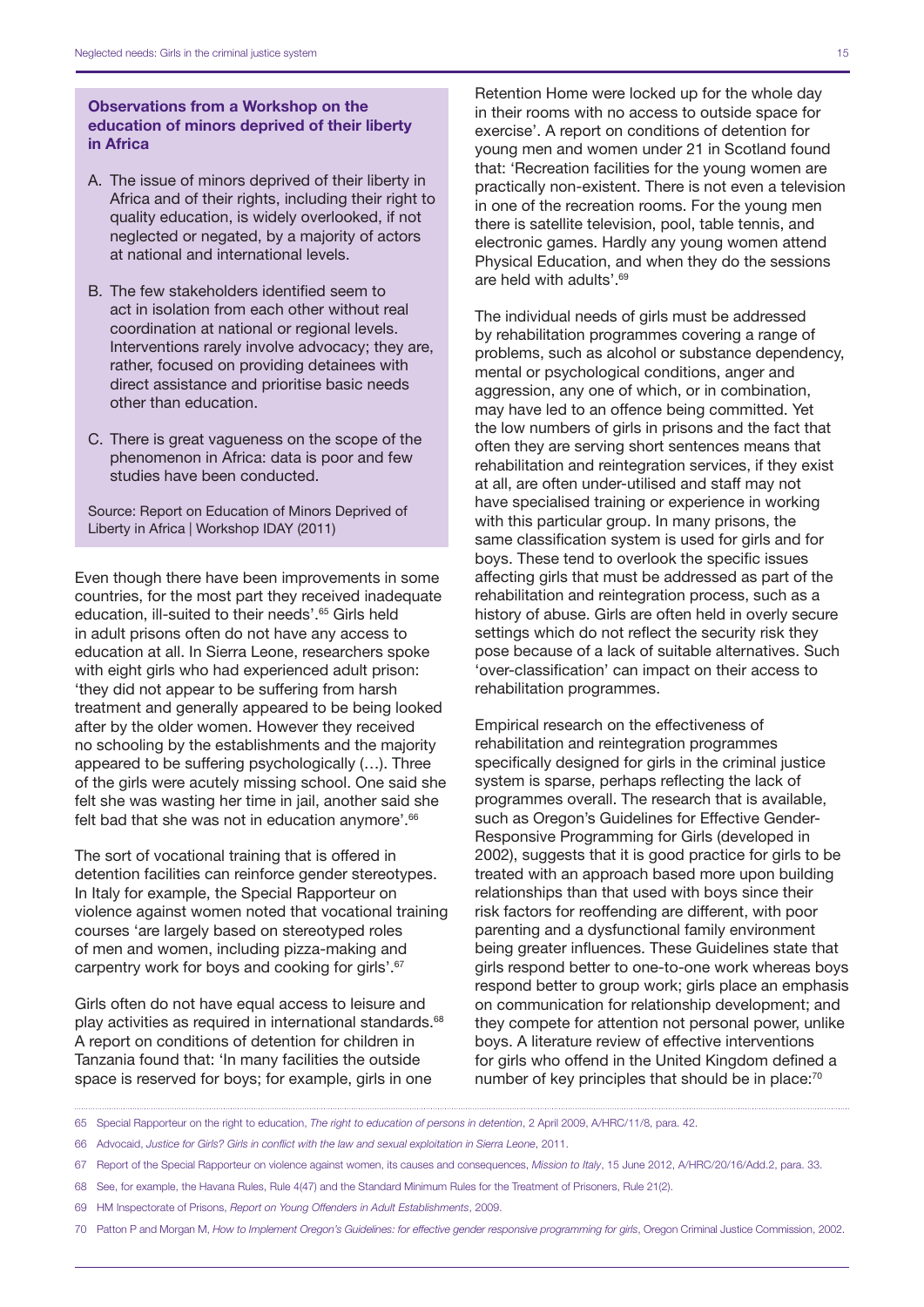### Observations from a Workshop on the education of minors deprived of their liberty in Africa

A. The issue of minors deprived of their liberty in Africa and of their rights, including their right to quality education, is widely overlooked, if not neglected or negated, by a majority of actors at national and international levels.

B. The few stakeholders identified seem to act in isolation from each other without real coordination at national or regional levels. Interventions rarely involve advocacy; they are, rather, focused on providing detainees with direct assistance and prioritise basic needs other than education.

C. There is great vagueness on the scope of the phenomenon in Africa: data is poor and few studies have been conducted.

Source: Report on Education of Minors Deprived of Liberty in Africa | Workshop IDAY (2011)

Even though there have been improvements in some countries, for the most part they received inadequate education, ill-suited to their needs'.[65] Girls held in adult prisons often do not have any access to education at all. In Sierra Leone, researchers spoke with eight girls who had experienced adult prison: 'they did not appear to be suffering from harsh treatment and generally appeared to be being looked after by the older women. However they received no schooling by the establishments and the majority appeared to be suffering psychologically (…). Three of the girls were acutely missing school. One said she felt she was wasting her time in jail, another said she felt bad that she was not in education anymore'.[66]

The sort of vocational training that is offered in detention facilities can reinforce gender stereotypes. In Italy for example, the Special Rapporteur on violence against women noted that vocational training courses 'are largely based on stereotyped roles of men and women, including pizza-making and carpentry work for boys and cooking for girls'.[67]

Girls often do not have equal access to leisure and play activities as required in international standards.[68] A report on conditions of detention for children in Tanzania found that: 'In many facilities the outside space is reserved for boys; for example, girls in one Retention Home were locked up for the whole day in their rooms with no access to outside space for exercise'. A report on conditions of detention for young men and women under 21 in Scotland found that: 'Recreation facilities for the young women are practically non-existent. There is not even a television in one of the recreation rooms. For the young men there is satellite television, pool, table tennis, and electronic games. Hardly any young women attend Physical Education, and when they do the sessions are held with adults'.[69]

The individual needs of girls must be addressed by rehabilitation programmes covering a range of problems, such as alcohol or substance dependency, mental or psychological conditions, anger and aggression, any one of which, or in combination, may have led to an offence being committed. Yet the low numbers of girls in prisons and the fact that often they are serving short sentences means that rehabilitation and reintegration services, if they exist at all, are often under-utilised and staff may not have specialised training or experience in working with this particular group. In many prisons, the same classification system is used for girls and for boys. These tend to overlook the specific issues affecting girls that must be addressed as part of the rehabilitation and reintegration process, such as a history of abuse. Girls are often held in overly secure settings which do not reflect the security risk they pose because of a lack of suitable alternatives. Such 'over-classification' can impact on their access to rehabilitation programmes.

Empirical research on the effectiveness of rehabilitation and reintegration programmes specifically designed for girls in the criminal justice system is sparse, perhaps reflecting the lack of programmes overall. The research that is available, such as Oregon's Guidelines for Effective Gender-Responsive Programming for Girls (developed in 2002), suggests that it is good practice for girls to be treated with an approach based more upon building relationships than that used with boys since their risk factors for reoffending are different, with poor parenting and a dysfunctional family environment being greater influences. These Guidelines state that girls respond better to one-to-one work whereas boys respond better to group work; girls place an emphasis on communication for relationship development; and they compete for attention not personal power, unlike boys. A literature review of effective interventions for girls who offend in the United Kingdom defined a number of key principles that should be in place:[70]

---

65 Special Rapporteur on the right to education, *The right to education of persons in detention*, 2 April 2009, A/HRC/11/8, para. 42.

66 Advocaid, *Justice for Girls? Girls in conflict with the law and sexual exploitation in Sierra Leone*, 2011.

67 Report of the Special Rapporteur on violence against women, its causes and consequences, *Mission to Italy*, 15 June 2012, A/HRC/20/16/Add.2, para. 33.

68 See, for example, the Havana Rules, Rule 4(47) and the Standard Minimum Rules for the Treatment of Prisoners, Rule 21(2).

69 HM Inspectorate of Prisons, *Report on Young Offenders in Adult Establishments*, 2009.

70 Patton P and Morgan M, *How to Implement Oregon's Guidelines: for effective gender responsive programming for girls*, Oregon Criminal Justice Commission, 2002.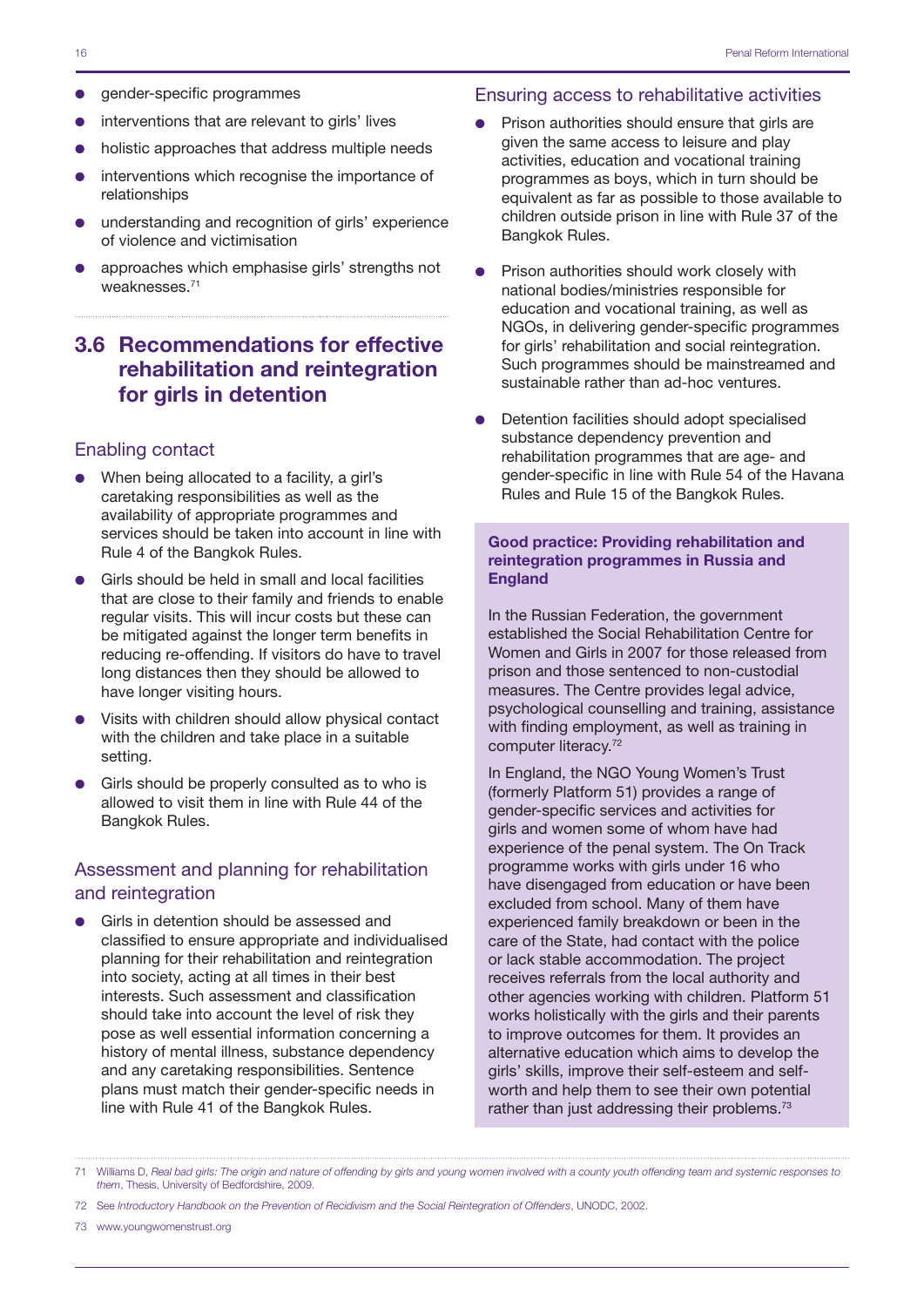- gender-specific programmes
- interventions that are relevant to girls' lives
- holistic approaches that address multiple needs
- interventions which recognise the importance of relationships
- understanding and recognition of girls' experience of violence and victimisation
- approaches which emphasise girls' strengths not weaknesses.[71]

## 3.6 Recommendations for effective rehabilitation and reintegration for girls in detention

### Enabling contact

- When being allocated to a facility, a girl's caretaking responsibilities as well as the availability of appropriate programmes and services should be taken into account in line with Rule 4 of the Bangkok Rules.
- Girls should be held in small and local facilities that are close to their family and friends to enable regular visits. This will incur costs but these can be mitigated against the longer term benefits in reducing re-offending. If visitors do have to travel long distances then they should be allowed to have longer visiting hours.
- Visits with children should allow physical contact with the children and take place in a suitable setting.
- Girls should be properly consulted as to who is allowed to visit them in line with Rule 44 of the Bangkok Rules.

### Assessment and planning for rehabilitation and reintegration

- Girls in detention should be assessed and classified to ensure appropriate and individualised planning for their rehabilitation and reintegration into society, acting at all times in their best interests. Such assessment and classification should take into account the level of risk they pose as well essential information concerning a history of mental illness, substance dependency and any caretaking responsibilities. Sentence plans must match their gender-specific needs in line with Rule 41 of the Bangkok Rules.

### Ensuring access to rehabilitative activities

- Prison authorities should ensure that girls are given the same access to leisure and play activities, education and vocational training programmes as boys, which in turn should be equivalent as far as possible to those available to children outside prison in line with Rule 37 of the Bangkok Rules.
- Prison authorities should work closely with national bodies/ministries responsible for education and vocational training, as well as NGOs, in delivering gender-specific programmes for girls' rehabilitation and social reintegration. Such programmes should be mainstreamed and sustainable rather than ad-hoc ventures.
- Detention facilities should adopt specialised substance dependency prevention and rehabilitation programmes that are age- and gender-specific in line with Rule 54 of the Havana Rules and Rule 15 of the Bangkok Rules.

**Good practice: Providing rehabilitation and reintegration programmes in Russia and England**

In the Russian Federation, the government established the Social Rehabilitation Centre for Women and Girls in 2007 for those released from prison and those sentenced to non-custodial measures. The Centre provides legal advice, psychological counselling and training, assistance with finding employment, as well as training in computer literacy.[72]

In England, the NGO Young Women's Trust (formerly Platform 51) provides a range of gender-specific services and activities for girls and women some of whom have had experience of the penal system. The On Track programme works with girls under 16 who have disengaged from education or have been excluded from school. Many of them have experienced family breakdown or been in the care of the State, had contact with the police or lack stable accommodation. The project receives referrals from the local authority and other agencies working with children. Platform 51 works holistically with the girls and their parents to improve outcomes for them. It provides an alternative education which aims to develop the girls' skills, improve their self-esteem and self-worth and help them to see their own potential rather than just addressing their problems.[73]

---

71 Williams D, *Real bad girls: The origin and nature of offending by girls and young women involved with a county youth offending team and systemic responses to them*, Thesis, University of Bedfordshire, 2009.

72 See *Introductory Handbook on the Prevention of Recidivism and the Social Reintegration of Offenders*, UNODC, 2002.

73 www.youngwomenstrust.org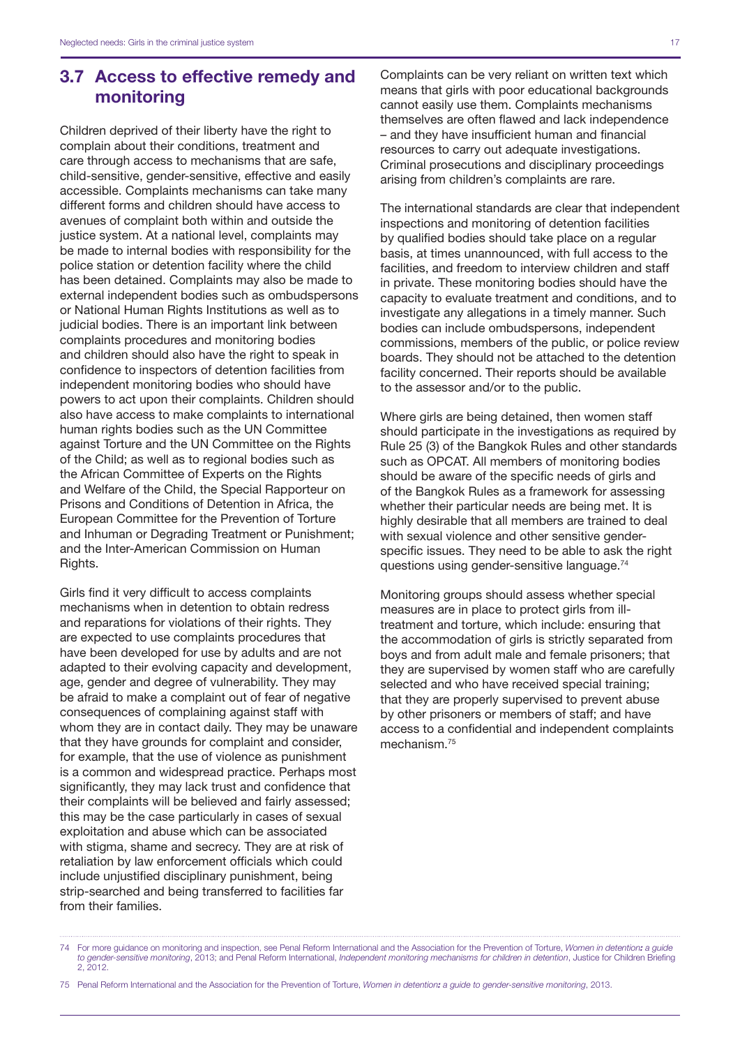## 3.7 Access to effective remedy and monitoring

Children deprived of their liberty have the right to complain about their conditions, treatment and care through access to mechanisms that are safe, child-sensitive, gender-sensitive, effective and easily accessible. Complaints mechanisms can take many different forms and children should have access to avenues of complaint both within and outside the justice system. At a national level, complaints may be made to internal bodies with responsibility for the police station or detention facility where the child has been detained. Complaints may also be made to external independent bodies such as ombudspersons or National Human Rights Institutions as well as to judicial bodies. There is an important link between complaints procedures and monitoring bodies and children should also have the right to speak in confidence to inspectors of detention facilities from independent monitoring bodies who should have powers to act upon their complaints. Children should also have access to make complaints to international human rights bodies such as the UN Committee against Torture and the UN Committee on the Rights of the Child; as well as to regional bodies such as the African Committee of Experts on the Rights and Welfare of the Child, the Special Rapporteur on Prisons and Conditions of Detention in Africa, the European Committee for the Prevention of Torture and Inhuman or Degrading Treatment or Punishment; and the Inter-American Commission on Human Rights.

Girls find it very difficult to access complaints mechanisms when in detention to obtain redress and reparations for violations of their rights. They are expected to use complaints procedures that have been developed for use by adults and are not adapted to their evolving capacity and development, age, gender and degree of vulnerability. They may be afraid to make a complaint out of fear of negative consequences of complaining against staff with whom they are in contact daily. They may be unaware that they have grounds for complaint and consider, for example, that the use of violence as punishment is a common and widespread practice. Perhaps most significantly, they may lack trust and confidence that their complaints will be believed and fairly assessed; this may be the case particularly in cases of sexual exploitation and abuse which can be associated with stigma, shame and secrecy. They are at risk of retaliation by law enforcement officials which could include unjustified disciplinary punishment, being strip-searched and being transferred to facilities far from their families.

Complaints can be very reliant on written text which means that girls with poor educational backgrounds cannot easily use them. Complaints mechanisms themselves are often flawed and lack independence – and they have insufficient human and financial resources to carry out adequate investigations. Criminal prosecutions and disciplinary proceedings arising from children's complaints are rare.

The international standards are clear that independent inspections and monitoring of detention facilities by qualified bodies should take place on a regular basis, at times unannounced, with full access to the facilities, and freedom to interview children and staff in private. These monitoring bodies should have the capacity to evaluate treatment and conditions, and to investigate any allegations in a timely manner. Such bodies can include ombudspersons, independent commissions, members of the public, or police review boards. They should not be attached to the detention facility concerned. Their reports should be available to the assessor and/or to the public.

Where girls are being detained, then women staff should participate in the investigations as required by Rule 25 (3) of the Bangkok Rules and other standards such as OPCAT. All members of monitoring bodies should be aware of the specific needs of girls and of the Bangkok Rules as a framework for assessing whether their particular needs are being met. It is highly desirable that all members are trained to deal with sexual violence and other sensitive gender-specific issues. They need to be able to ask the right questions using gender-sensitive language.[74]

Monitoring groups should assess whether special measures are in place to protect girls from ill-treatment and torture, which include: ensuring that the accommodation of girls is strictly separated from boys and from adult male and female prisoners; that they are supervised by women staff who are carefully selected and who have received special training; that they are properly supervised to prevent abuse by other prisoners or members of staff; and have access to a confidential and independent complaints mechanism.[75]

---

74 For more guidance on monitoring and inspection, see Penal Reform International and the Association for the Prevention of Torture, *Women in detention: a guide to gender-sensitive monitoring*, 2013; and Penal Reform International, *Independent monitoring mechanisms for children in detention*, Justice for Children Briefing 2, 2012.

75 Penal Reform International and the Association for the Prevention of Torture, *Women in detention: a guide to gender-sensitive monitoring*, 2013.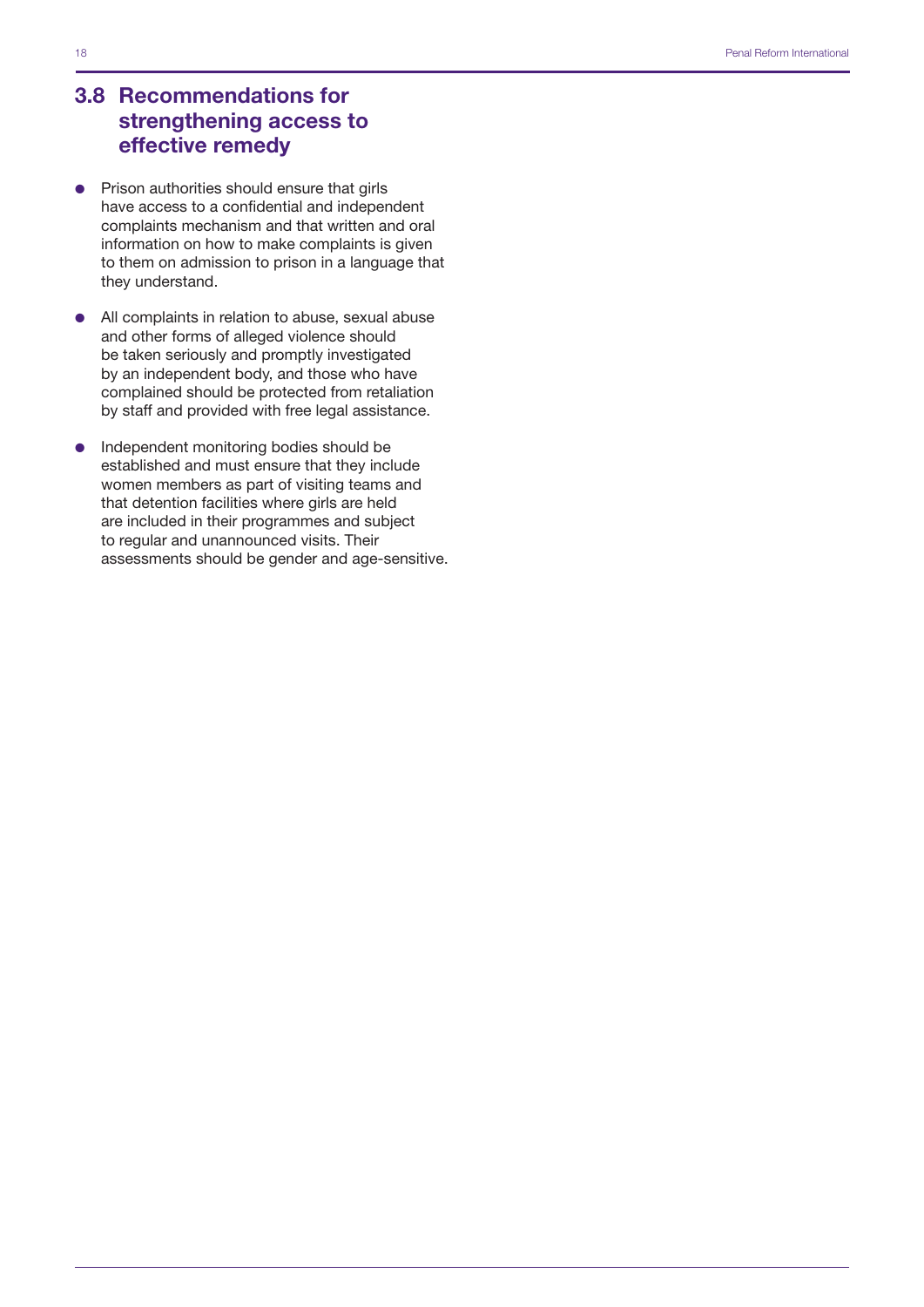## 3.8 Recommendations for strengthening access to effective remedy

- Prison authorities should ensure that girls have access to a confidential and independent complaints mechanism and that written and oral information on how to make complaints is given to them on admission to prison in a language that they understand.
- All complaints in relation to abuse, sexual abuse and other forms of alleged violence should be taken seriously and promptly investigated by an independent body, and those who have complained should be protected from retaliation by staff and provided with free legal assistance.
- Independent monitoring bodies should be established and must ensure that they include women members as part of visiting teams and that detention facilities where girls are held are included in their programmes and subject to regular and unannounced visits. Their assessments should be gender and age-sensitive.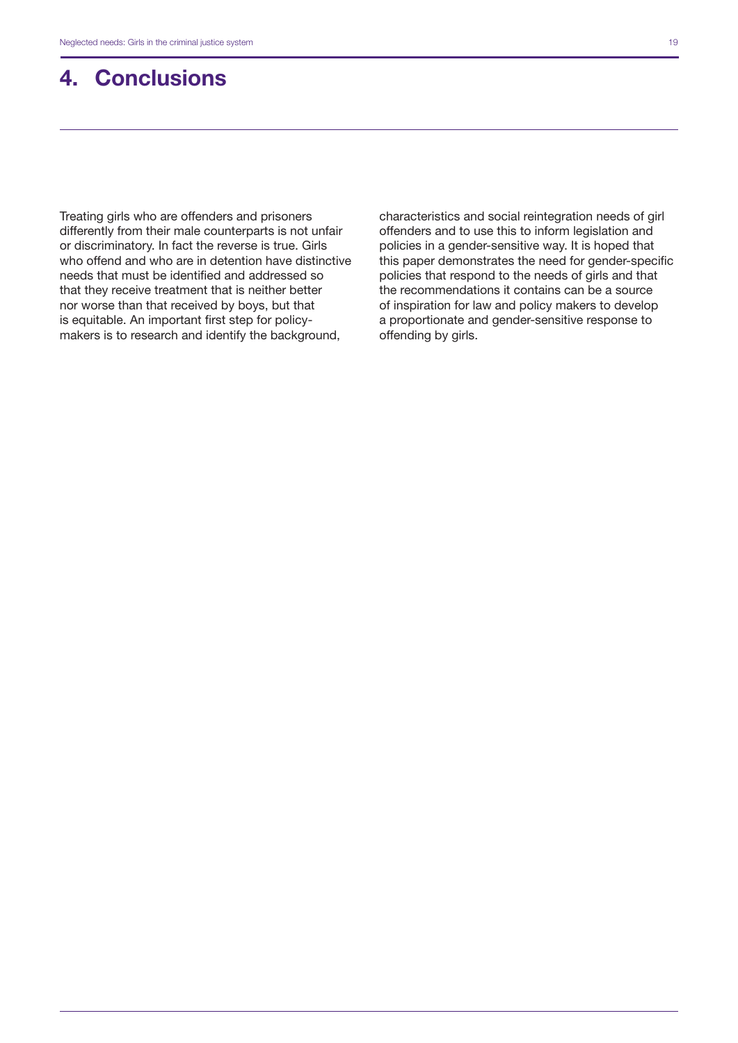# 4. Conclusions

Treating girls who are offenders and prisoners differently from their male counterparts is not unfair or discriminatory. In fact the reverse is true. Girls who offend and who are in detention have distinctive needs that must be identified and addressed so that they receive treatment that is neither better nor worse than that received by boys, but that is equitable. An important first step for policy-makers is to research and identify the background, characteristics and social reintegration needs of girl offenders and to use this to inform legislation and policies in a gender-sensitive way. It is hoped that this paper demonstrates the need for gender-specific policies that respond to the need of girls and that the recommendations it contains can be a source of inspiration for law and policy makers to develop a proportionate and gender-sensitive response to offending by girls.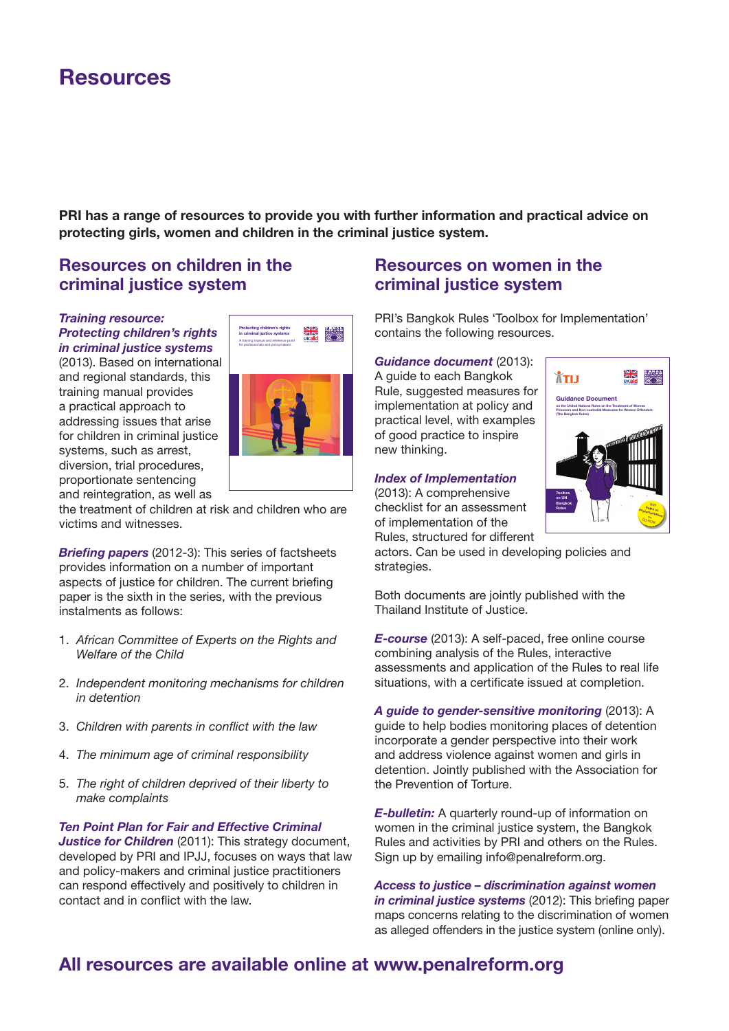# Resources

**PRI has a range of resources to provide you with further information and practical advice on protecting girls, women and children in the criminal justice system.**

## Resources on children in the criminal justice system

***Training resource: Protecting children's rights in criminal justice systems*** (2013). Based on international and regional standards, this training manual provides a practical approach to addressing issues that arise for children in criminal justice systems, such as arrest, diversion, trial procedures, proportionate sentencing and reintegration, as well as the treatment of children at risk and children who are victims and witnesses.

***Briefing papers*** (2012-3): This series of factsheets provides information on a number of important aspects of justice for children. The current briefing paper is the sixth in the series, with the previous instalments as follows:

1. *African Committee of Experts on the Rights and Welfare of the Child*
2. *Independent monitoring mechanisms for children in detention*
3. *Children with parents in conflict with the law*
4. *The minimum age of criminal responsibility*
5. *The right of children deprived of their liberty to make complaints*

***Ten Point Plan for Fair and Effective Criminal Justice for Children*** (2011): This strategy document, developed by PRI and IPJJ, focuses on ways that law and policy-makers and criminal justice practitioners can respond effectively and positively to children in contact and in conflict with the law.

## Resources on women in the criminal justice system

PRI's Bangkok Rules 'Toolbox for Implementation' contains the following resources.

***Guidance document*** (2013): A guide to each Bangkok Rule, suggested measures for implementation at policy and practical level, with examples of good practice to inspire new thinking.

***Index of Implementation*** (2013): A comprehensive checklist for an assessment of implementation of the Rules, structured for different actors. Can be used in developing policies and strategies.

Both documents are jointly published with the Thailand Institute of Justice.

***E-course*** (2013): A self-paced, free online course combining analysis of the Rules, interactive assessments and application of the Rules to real life situations, with a certificate issued at completion.

***A guide to gender-sensitive monitoring*** (2013): A guide to help bodies monitoring places of detention incorporate a gender perspective into their work and address violence against women and girls in detention. Jointly published with the Association for the Prevention of Torture.

***E-bulletin:*** A quarterly round-up of information on women in the criminal justice system, the Bangkok Rules and activities by PRI and others on the Rules. Sign up by emailing info@penalreform.org.

***Access to justice – discrimination against women in criminal justice systems*** (2012): This briefing paper maps concerns relating to the discrimination of women as alleged offenders in the justice system (online only).

## All resources are available online at www.penalreform.org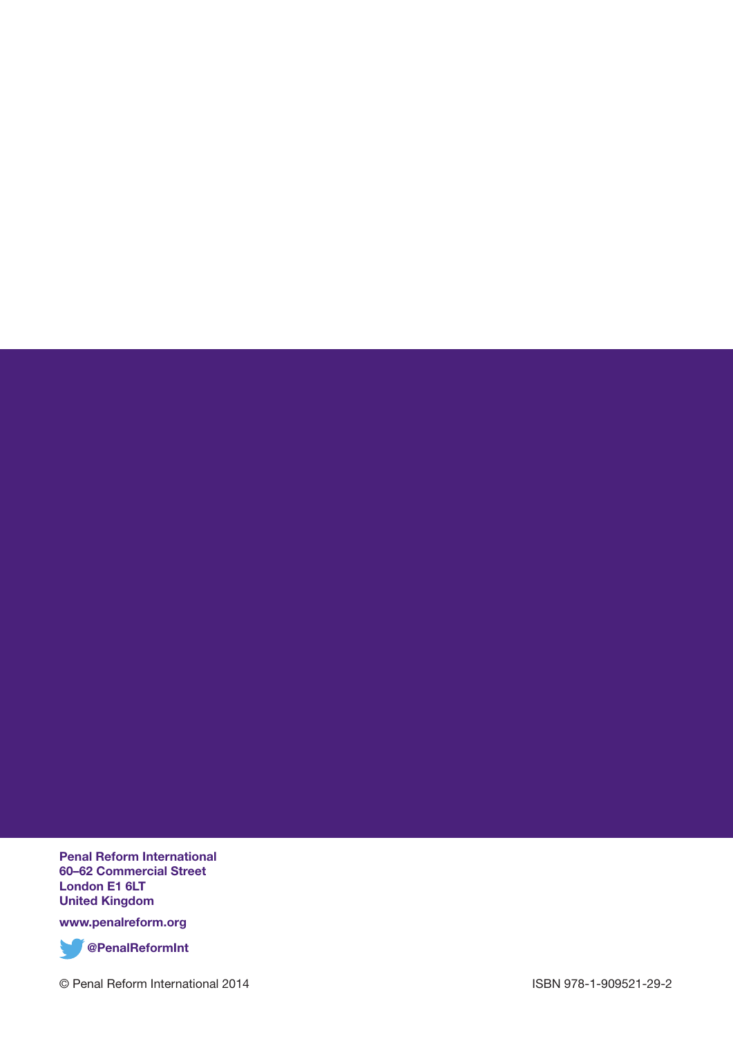**Penal Reform International**
**60–62 Commercial Street**
**London E1 6LT**
**United Kingdom**

**www.penalreform.org**

**@PenalReformInt**

© Penal Reform International 2014

ISBN 978-1-909521-29-2